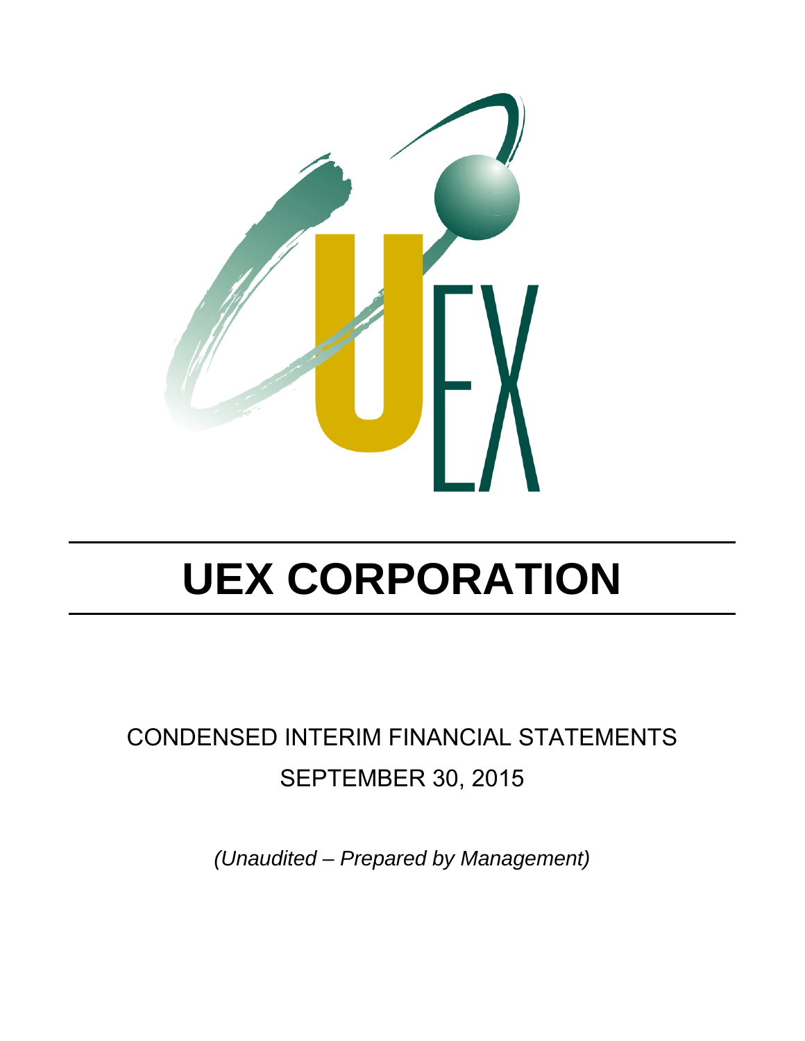# UEX CORPORATION

CONDENSED INTERIM FINANCIAL STATEMENTS

SEPTEMBER 30, 2015

*(Unaudited – Prepared by Management)*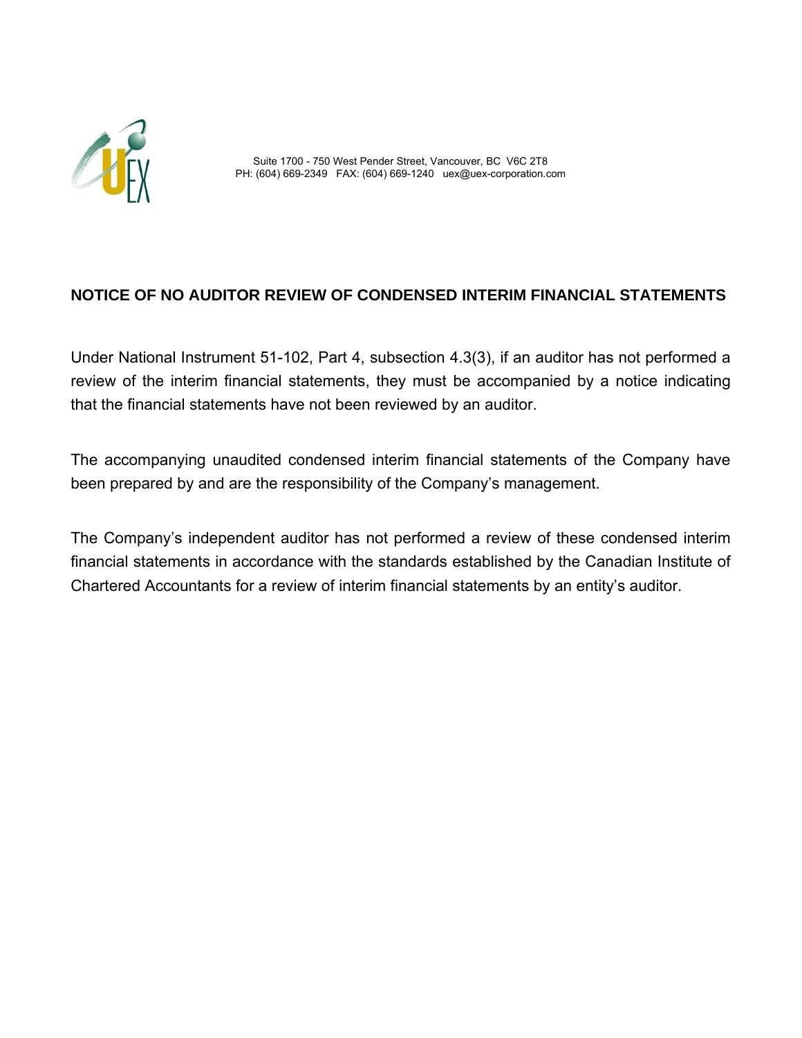Suite 1700 - 750 West Pender Street, Vancouver, BC V6C 2T8
PH: (604) 669-2349 FAX: (604) 669-1240 uex@uex-corporation.com

**NOTICE OF NO AUDITOR REVIEW OF CONDENSED INTERIM FINANCIAL STATEMENTS**

Under National Instrument 51-102, Part 4, subsection 4.3(3), if an auditor has not performed a review of the interim financial statements, they must be accompanied by a notice indicating that the financial statements have not been reviewed by an auditor.

The accompanying unaudited condensed interim financial statements of the Company have been prepared by and are the responsibility of the Company's management.

The Company's independent auditor has not performed a review of these condensed interim financial statements in accordance with the standards established by the Canadian Institute of Chartered Accountants for a review of interim financial statements by an entity's auditor.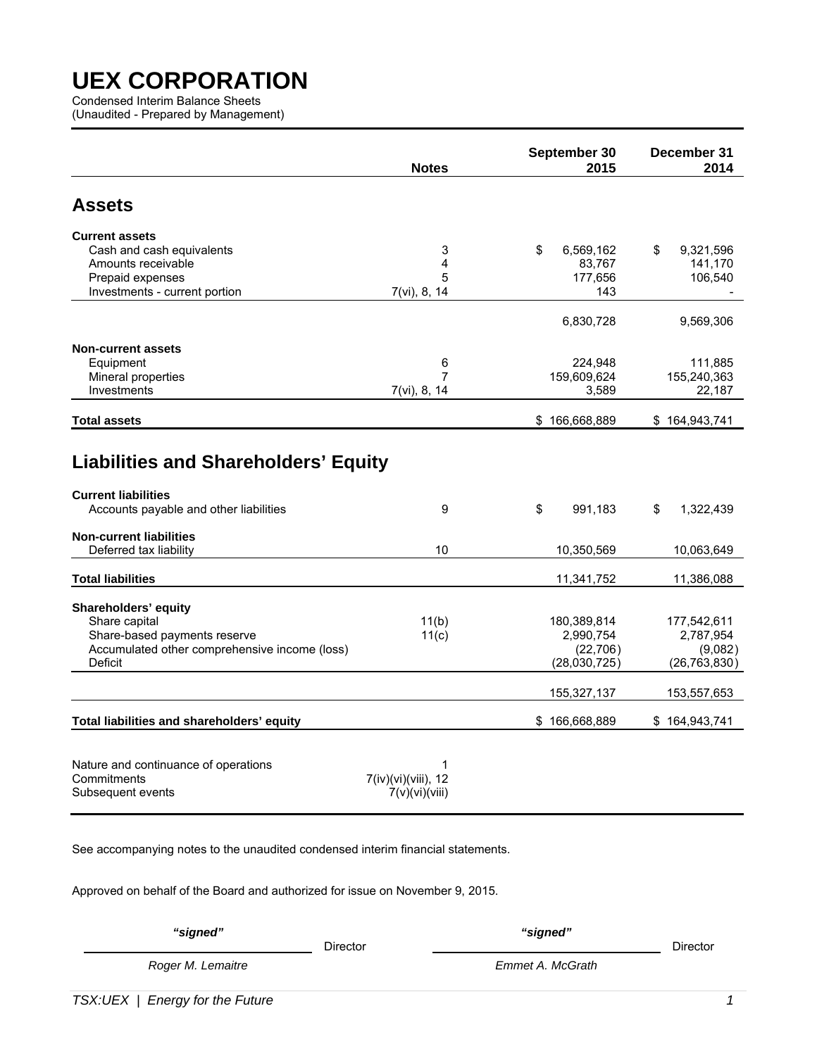# UEX CORPORATION

Condensed Interim Balance Sheets
(Unaudited - Prepared by Management)

| | Notes | September 30 2015 | December 31 2014 |
|---|---|---|---|
| **Assets** | | | |
| **Current assets** | | | |
| Cash and cash equivalents | 3 | $ 6,569,162 | $ 9,321,596 |
| Amounts receivable | 4 | 83,767 | 141,170 |
| Prepaid expenses | 5 | 177,656 | 106,540 |
| Investments - current portion | 7(vi), 8, 14 | 143 | - |
| | | 6,830,728 | 9,569,306 |
| **Non-current assets** | | | |
| Equipment | 6 | 224,948 | 111,885 |
| Mineral properties | 7 | 159,609,624 | 155,240,363 |
| Investments | 7(vi), 8, 14 | 3,589 | 22,187 |
| **Total assets** | | $ 166,668,889 | $ 164,943,741 |
| **Liabilities and Shareholders' Equity** | | | |
| **Current liabilities** | | | |
| Accounts payable and other liabilities | 9 | $ 991,183 | $ 1,322,439 |
| **Non-current liabilities** | | | |
| Deferred tax liability | 10 | 10,350,569 | 10,063,649 |
| **Total liabilities** | | 11,341,752 | 11,386,088 |
| **Shareholders' equity** | | | |
| Share capital | 11(b) | 180,389,814 | 177,542,611 |
| Share-based payments reserve | 11(c) | 2,990,754 | 2,787,954 |
| Accumulated other comprehensive income (loss) | | (22,706) | (9,082) |
| Deficit | | (28,030,725) | (26,763,830) |
| | | 155,327,137 | 153,557,653 |
| **Total liabilities and shareholders' equity** | | $ 166,668,889 | $ 164,943,741 |

| | |
|---|---|
| Nature and continuance of operations | 1 |
| Commitments | 7(iv)(vi)(viii), 12 |
| Subsequent events | 7(v)(vi)(viii) |

See accompanying notes to the unaudited condensed interim financial statements.

Approved on behalf of the Board and authorized for issue on November 9, 2015.

*"signed"* Director — *Roger M. Lemaitre*

*"signed"* Director — *Emmet A. McGrath*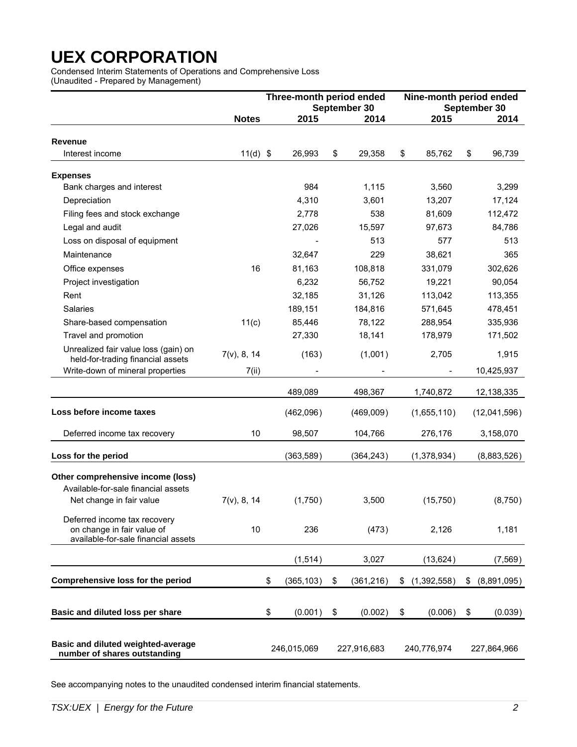# UEX CORPORATION

Condensed Interim Statements of Operations and Comprehensive Loss
(Unaudited - Prepared by Management)

| | Notes | Three-month period ended September 30 2015 | Three-month period ended September 30 2014 | Nine-month period ended September 30 2015 | Nine-month period ended September 30 2014 |
|---|---|---|---|---|---|
| **Revenue** | | | | | |
| Interest income | 11(d) | $ 26,993 | $ 29,358 | $ 85,762 | $ 96,739 |
| **Expenses** | | | | | |
| Bank charges and interest | | 984 | 1,115 | 3,560 | 3,299 |
| Depreciation | | 4,310 | 3,601 | 13,207 | 17,124 |
| Filing fees and stock exchange | | 2,778 | 538 | 81,609 | 112,472 |
| Legal and audit | | 27,026 | 15,597 | 97,673 | 84,786 |
| Loss on disposal of equipment | | - | 513 | 577 | 513 |
| Maintenance | | 32,647 | 229 | 38,621 | 365 |
| Office expenses | 16 | 81,163 | 108,818 | 331,079 | 302,626 |
| Project investigation | | 6,232 | 56,752 | 19,221 | 90,054 |
| Rent | | 32,185 | 31,126 | 113,042 | 113,355 |
| Salaries | | 189,151 | 184,816 | 571,645 | 478,451 |
| Share-based compensation | 11(c) | 85,446 | 78,122 | 288,954 | 335,936 |
| Travel and promotion | | 27,330 | 18,141 | 178,979 | 171,502 |
| Unrealized fair value loss (gain) on held-for-trading financial assets | 7(v), 8, 14 | (163) | (1,001) | 2,705 | 1,915 |
| Write-down of mineral properties | 7(ii) | - | - | - | 10,425,937 |
| | | 489,089 | 498,367 | 1,740,872 | 12,138,335 |
| **Loss before income taxes** | | (462,096) | (469,009) | (1,655,110) | (12,041,596) |
| Deferred income tax recovery | 10 | 98,507 | 104,766 | 276,176 | 3,158,070 |
| **Loss for the period** | | (363,589) | (364,243) | (1,378,934) | (8,883,526) |
| **Other comprehensive income (loss)** | | | | | |
| Available-for-sale financial assets | | | | | |
| Net change in fair value | 7(v), 8, 14 | (1,750) | 3,500 | (15,750) | (8,750) |
| Deferred income tax recovery on change in fair value of available-for-sale financial assets | 10 | 236 | (473) | 2,126 | 1,181 |
| | | (1,514) | 3,027 | (13,624) | (7,569) |
| **Comprehensive loss for the period** | | $ (365,103) | $ (361,216) | $ (1,392,558) | $ (8,891,095) |
| **Basic and diluted loss per share** | | $ (0.001) | $ (0.002) | $ (0.006) | $ (0.039) |
| **Basic and diluted weighted-average number of shares outstanding** | | 246,015,069 | 227,916,683 | 240,776,974 | 227,864,966 |

See accompanying notes to the unaudited condensed interim financial statements.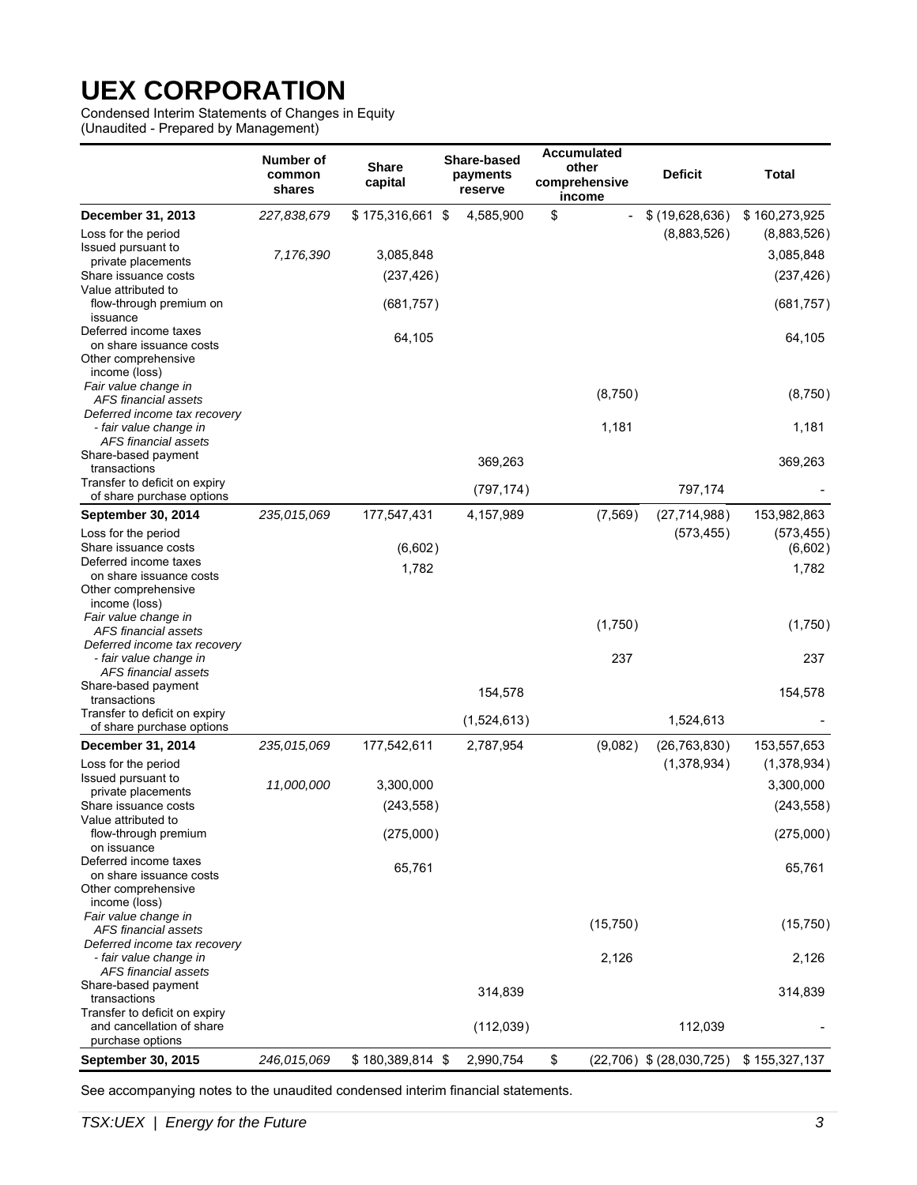# UEX CORPORATION

Condensed Interim Statements of Changes in Equity
(Unaudited - Prepared by Management)

| | Number of common shares | Share capital | Share-based payments reserve | Accumulated other comprehensive income | Deficit | Total |
|---|---|---|---|---|---|---|
| **December 31, 2013** | *227,838,679* | $ 175,316,661 | $ 4,585,900 | $ - | $ (19,628,636) | $ 160,273,925 |
| Loss for the period | | | | | (8,883,526) | (8,883,526) |
| Issued pursuant to private placements | *7,176,390* | 3,085,848 | | | | 3,085,848 |
| Share issuance costs | | (237,426) | | | | (237,426) |
| Value attributed to flow-through premium on issuance | | (681,757) | | | | (681,757) |
| Deferred income taxes on share issuance costs | | 64,105 | | | | 64,105 |
| Other comprehensive income (loss) | | | | | | |
| *Fair value change in AFS financial assets* | | | | (8,750) | | (8,750) |
| *Deferred income tax recovery - fair value change in AFS financial assets* | | | | 1,181 | | 1,181 |
| Share-based payment transactions | | | 369,263 | | | 369,263 |
| Transfer to deficit on expiry of share purchase options | | | (797,174) | | 797,174 | - |
| **September 30, 2014** | *235,015,069* | 177,547,431 | 4,157,989 | (7,569) | (27,714,988) | 153,982,863 |
| Loss for the period | | | | | (573,455) | (573,455) |
| Share issuance costs | | (6,602) | | | | (6,602) |
| Deferred income taxes on share issuance costs | | 1,782 | | | | 1,782 |
| Other comprehensive income (loss) | | | | | | |
| *Fair value change in AFS financial assets* | | | | (1,750) | | (1,750) |
| *Deferred income tax recovery - fair value change in AFS financial assets* | | | | 237 | | 237 |
| Share-based payment transactions | | | 154,578 | | | 154,578 |
| Transfer to deficit on expiry of share purchase options | | | (1,524,613) | | 1,524,613 | - |
| **December 31, 2014** | *235,015,069* | 177,542,611 | 2,787,954 | (9,082) | (26,763,830) | 153,557,653 |
| Loss for the period | | | | | (1,378,934) | (1,378,934) |
| Issued pursuant to private placements | *11,000,000* | 3,300,000 | | | | 3,300,000 |
| Share issuance costs | | (243,558) | | | | (243,558) |
| Value attributed to flow-through premium on issuance | | (275,000) | | | | (275,000) |
| Deferred income taxes on share issuance costs | | 65,761 | | | | 65,761 |
| Other comprehensive income (loss) | | | | | | |
| *Fair value change in AFS financial assets* | | | | (15,750) | | (15,750) |
| *Deferred income tax recovery - fair value change in AFS financial assets* | | | | 2,126 | | 2,126 |
| Share-based payment transactions | | | 314,839 | | | 314,839 |
| Transfer to deficit on expiry and cancellation of share purchase options | | | (112,039) | | 112,039 | - |
| **September 30, 2015** | *246,015,069* | $ 180,389,814 | $ 2,990,754 | $ (22,706) | $ (28,030,725) | $ 155,327,137 |

See accompanying notes to the unaudited condensed interim financial statements.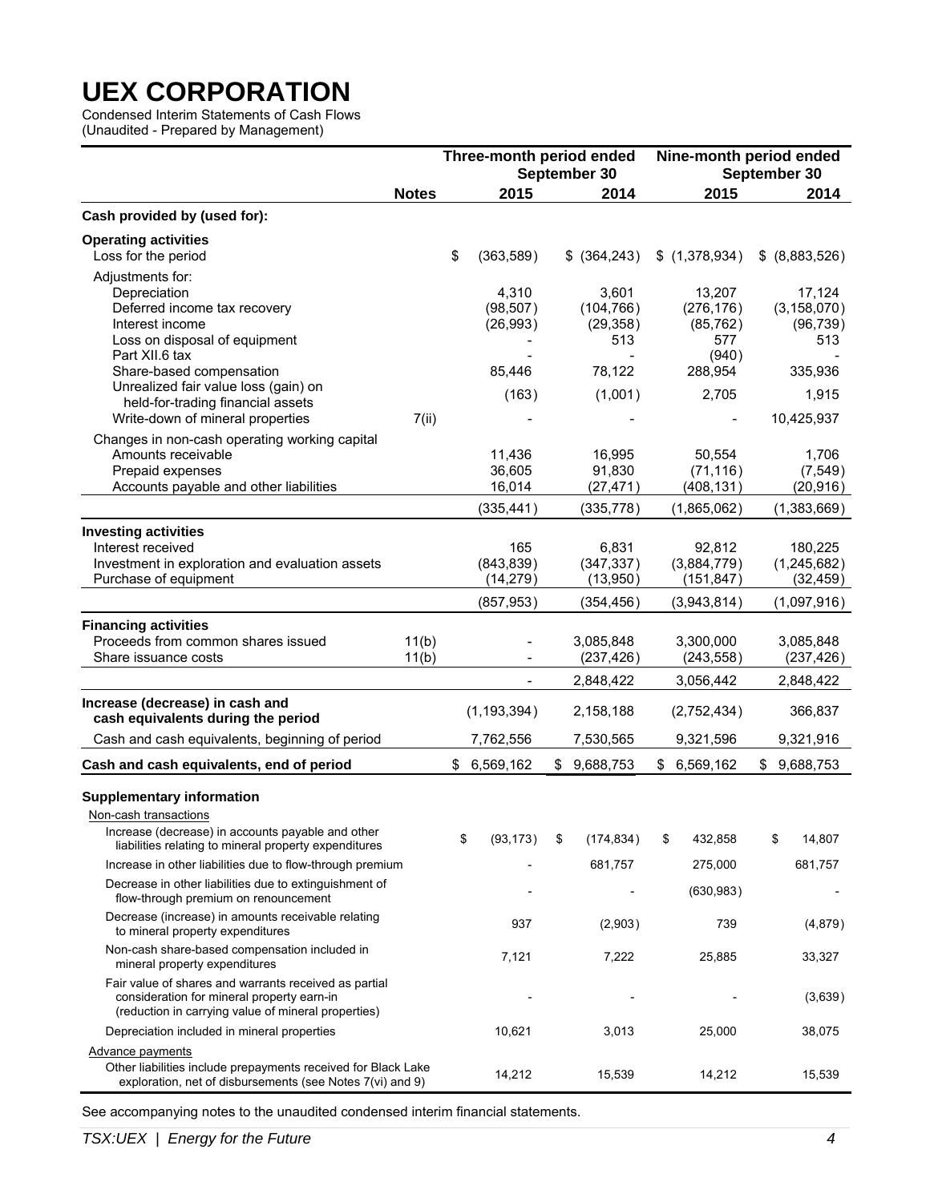# UEX CORPORATION

Condensed Interim Statements of Cash Flows
(Unaudited - Prepared by Management)

| | Notes | Three-month period ended September 30 | | Nine-month period ended September 30 | |
|---|---|---|---|---|---|
| | | 2015 | 2014 | 2015 | 2014 |
| **Cash provided by (used for):** | | | | | |
| **Operating activities** | | | | | |
| Loss for the period | | $ (363,589) | $ (364,243) | $ (1,378,934) | $ (8,883,526) |
| Adjustments for: | | | | | |
| Depreciation | | 4,310 | 3,601 | 13,207 | 17,124 |
| Deferred income tax recovery | | (98,507) | (104,766) | (276,176) | (3,158,070) |
| Interest income | | (26,993) | (29,358) | (85,762) | (96,739) |
| Loss on disposal of equipment | | - | 513 | 577 | 513 |
| Part XII.6 tax | | - | - | (940) | - |
| Share-based compensation | | 85,446 | 78,122 | 288,954 | 335,936 |
| Unrealized fair value loss (gain) on held-for-trading financial assets | | (163) | (1,001) | 2,705 | 1,915 |
| Write-down of mineral properties | 7(ii) | - | - | - | 10,425,937 |
| Changes in non-cash operating working capital | | | | | |
| Amounts receivable | | 11,436 | 16,995 | 50,554 | 1,706 |
| Prepaid expenses | | 36,605 | 91,830 | (71,116) | (7,549) |
| Accounts payable and other liabilities | | 16,014 | (27,471) | (408,131) | (20,916) |
| | | (335,441) | (335,778) | (1,865,062) | (1,383,669) |
| **Investing activities** | | | | | |
| Interest received | | 165 | 6,831 | 92,812 | 180,225 |
| Investment in exploration and evaluation assets | | (843,839) | (347,337) | (3,884,779) | (1,245,682) |
| Purchase of equipment | | (14,279) | (13,950) | (151,847) | (32,459) |
| | | (857,953) | (354,456) | (3,943,814) | (1,097,916) |
| **Financing activities** | | | | | |
| Proceeds from common shares issued | 11(b) | - | 3,085,848 | 3,300,000 | 3,085,848 |
| Share issuance costs | 11(b) | - | (237,426) | (243,558) | (237,426) |
| | | - | 2,848,422 | 3,056,442 | 2,848,422 |
| **Increase (decrease) in cash and cash equivalents during the period** | | (1,193,394) | 2,158,188 | (2,752,434) | 366,837 |
| Cash and cash equivalents, beginning of period | | 7,762,556 | 7,530,565 | 9,321,596 | 9,321,916 |
| **Cash and cash equivalents, end of period** | | $ 6,569,162 | $ 9,688,753 | $ 6,569,162 | $ 9,688,753 |
| **Supplementary information** | | | | | |
| Non-cash transactions | | | | | |
| Increase (decrease) in accounts payable and other liabilities relating to mineral property expenditures | | $ (93,173) | $ (174,834) | $ 432,858 | $ 14,807 |
| Increase in other liabilities due to flow-through premium | | - | 681,757 | 275,000 | 681,757 |
| Decrease in other liabilities due to extinguishment of flow-through premium on renouncement | | - | - | (630,983) | - |
| Decrease (increase) in amounts receivable relating to mineral property expenditures | | 937 | (2,903) | 739 | (4,879) |
| Non-cash share-based compensation included in mineral property expenditures | | 7,121 | 7,222 | 25,885 | 33,327 |
| Fair value of shares and warrants received as partial consideration for mineral property earn-in (reduction in carrying value of mineral properties) | | - | - | - | (3,639) |
| Depreciation included in mineral properties | | 10,621 | 3,013 | 25,000 | 38,075 |
| Advance payments | | | | | |
| Other liabilities include prepayments received for Black Lake exploration, net of disbursements (see Notes 7(vi) and 9) | | 14,212 | 15,539 | 14,212 | 15,539 |

See accompanying notes to the unaudited condensed interim financial statements.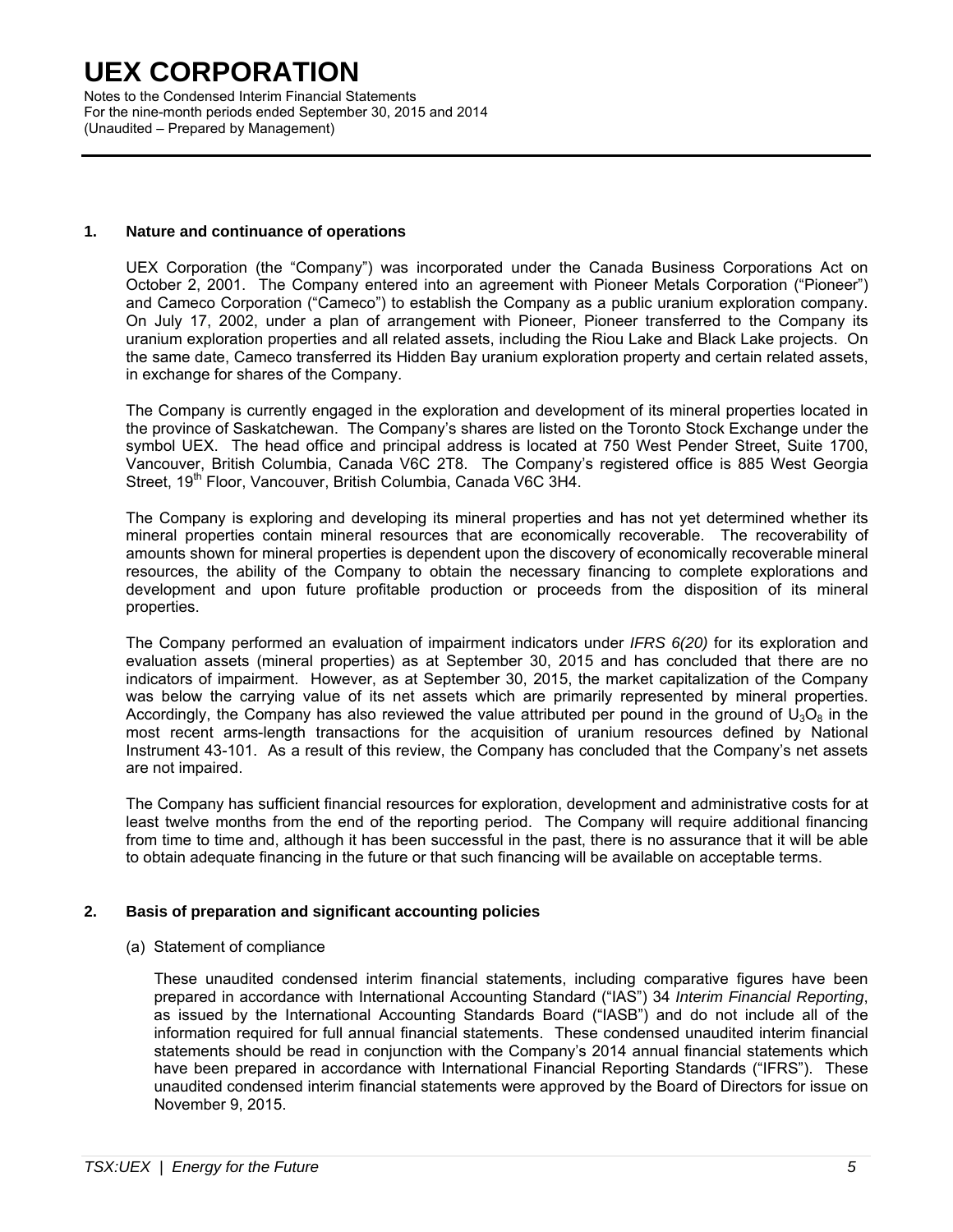# UEX CORPORATION

Notes to the Condensed Interim Financial Statements
For the nine-month periods ended September 30, 2015 and 2014
(Unaudited – Prepared by Management)

## 1. Nature and continuance of operations

UEX Corporation (the "Company") was incorporated under the Canada Business Corporations Act on October 2, 2001. The Company entered into an agreement with Pioneer Metals Corporation ("Pioneer") and Cameco Corporation ("Cameco") to establish the Company as a public uranium exploration company. On July 17, 2002, under a plan of arrangement with Pioneer, Pioneer transferred to the Company its uranium exploration properties and all related assets, including the Riou Lake and Black Lake projects. On the same date, Cameco transferred its Hidden Bay uranium exploration property and certain related assets, in exchange for shares of the Company.

The Company is currently engaged in the exploration and development of its mineral properties located in the province of Saskatchewan. The Company's shares are listed on the Toronto Stock Exchange under the symbol UEX. The head office and principal address is located at 750 West Pender Street, Suite 1700, Vancouver, British Columbia, Canada V6C 2T8. The Company's registered office is 885 West Georgia Street, 19th Floor, Vancouver, British Columbia, Canada V6C 3H4.

The Company is exploring and developing its mineral properties and has not yet determined whether its mineral properties contain mineral resources that are economically recoverable. The recoverability of amounts shown for mineral properties is dependent upon the discovery of economically recoverable mineral resources, the ability of the Company to obtain the necessary financing to complete explorations and development and upon future profitable production or proceeds from the disposition of its mineral properties.

The Company performed an evaluation of impairment indicators under *IFRS 6(20)* for its exploration and evaluation assets (mineral properties) as at September 30, 2015 and has concluded that there are no indicators of impairment. However, as at September 30, 2015, the market capitalization of the Company was below the carrying value of its net assets which are primarily represented by mineral properties. Accordingly, the Company has also reviewed the value attributed per pound in the ground of $U_3O_8$ in the most recent arms-length transactions for the acquisition of uranium resources defined by National Instrument 43-101. As a result of this review, the Company has concluded that the Company's net assets are not impaired.

The Company has sufficient financial resources for exploration, development and administrative costs for at least twelve months from the end of the reporting period. The Company will require additional financing from time to time and, although it has been successful in the past, there is no assurance that it will be able to obtain adequate financing in the future or that such financing will be available on acceptable terms.

## 2. Basis of preparation and significant accounting policies

(a) Statement of compliance

These unaudited condensed interim financial statements, including comparative figures have been prepared in accordance with International Accounting Standard ("IAS") 34 *Interim Financial Reporting*, as issued by the International Accounting Standards Board ("IASB") and do not include all of the information required for full annual financial statements. These condensed unaudited interim financial statements should be read in conjunction with the Company's 2014 annual financial statements which have been prepared in accordance with International Financial Reporting Standards ("IFRS"). These unaudited condensed interim financial statements were approved by the Board of Directors for issue on November 9, 2015.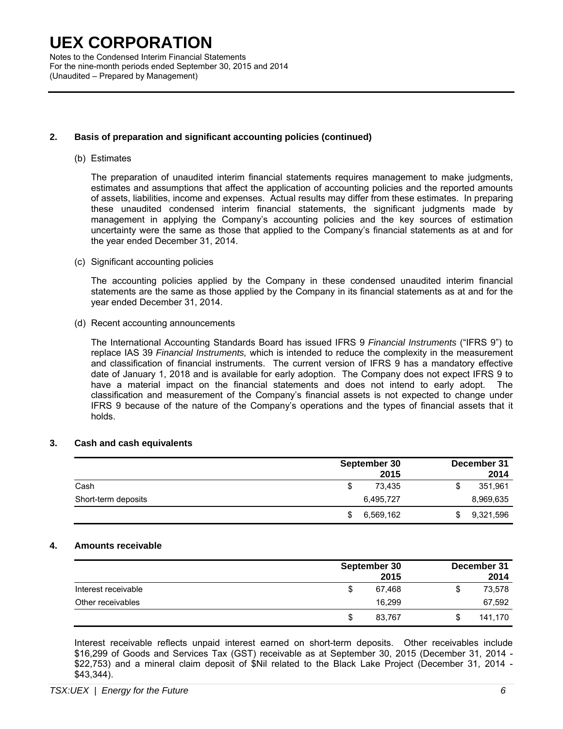## 2. Basis of preparation and significant accounting policies (continued)

(b) Estimates

The preparation of unaudited interim financial statements requires management to make judgments, estimates and assumptions that affect the application of accounting policies and the reported amounts of assets, liabilities, income and expenses. Actual results may differ from these estimates. In preparing these unaudited condensed interim financial statements, the significant judgments made by management in applying the Company's accounting policies and the key sources of estimation uncertainty were the same as those that applied to the Company's financial statements as at and for the year ended December 31, 2014.

(c) Significant accounting policies

The accounting policies applied by the Company in these condensed unaudited interim financial statements are the same as those applied by the Company in its financial statements as at and for the year ended December 31, 2014.

(d) Recent accounting announcements

The International Accounting Standards Board has issued IFRS 9 *Financial Instruments* ("IFRS 9") to replace IAS 39 *Financial Instruments,* which is intended to reduce the complexity in the measurement and classification of financial instruments. The current version of IFRS 9 has a mandatory effective date of January 1, 2018 and is available for early adoption. The Company does not expect IFRS 9 to have a material impact on the financial statements and does not intend to early adopt. The classification and measurement of the Company's financial assets is not expected to change under IFRS 9 because of the nature of the Company's operations and the types of financial assets that it holds.

## 3. Cash and cash equivalents

| | September 30 2015 | December 31 2014 |
|---|---|---|
| Cash | $ 73,435 | $ 351,961 |
| Short-term deposits | 6,495,727 | 8,969,635 |
| | $ 6,569,162 | $ 9,321,596 |

## 4. Amounts receivable

| | September 30 2015 | December 31 2014 |
|---|---|---|
| Interest receivable | $ 67,468 | $ 73,578 |
| Other receivables | 16,299 | 67,592 |
| | $ 83,767 | $ 141,170 |

Interest receivable reflects unpaid interest earned on short-term deposits. Other receivables include $16,299 of Goods and Services Tax (GST) receivable as at September 30, 2015 (December 31, 2014 - $22,753) and a mineral claim deposit of $Nil related to the Black Lake Project (December 31, 2014 - $43,344).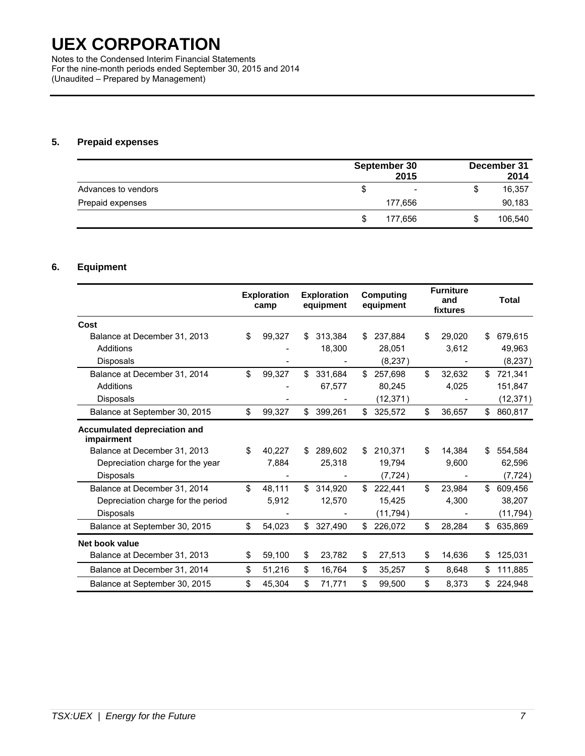# UEX CORPORATION

Notes to the Condensed Interim Financial Statements
For the nine-month periods ended September 30, 2015 and 2014
(Unaudited – Prepared by Management)

## 5. Prepaid expenses

| | September 30 2015 | December 31 2014 |
|---|---|---|
| Advances to vendors | $ - | $ 16,357 |
| Prepaid expenses | 177,656 | 90,183 |
| | $ 177,656 | $ 106,540 |

## 6. Equipment

| | Exploration camp | Exploration equipment | Computing equipment | Furniture and fixtures | Total |
|---|---|---|---|---|---|
| **Cost** | | | | | |
| Balance at December 31, 2013 | $ 99,327 | $ 313,384 | $ 237,884 | $ 29,020 | $ 679,615 |
| Additions | - | 18,300 | 28,051 | 3,612 | 49,963 |
| Disposals | - | - | (8,237) | - | (8,237) |
| Balance at December 31, 2014 | $ 99,327 | $ 331,684 | $ 257,698 | $ 32,632 | $ 721,341 |
| Additions | - | 67,577 | 80,245 | 4,025 | 151,847 |
| Disposals | - | - | (12,371) | - | (12,371) |
| Balance at September 30, 2015 | $ 99,327 | $ 399,261 | $ 325,572 | $ 36,657 | $ 860,817 |
| **Accumulated depreciation and impairment** | | | | | |
| Balance at December 31, 2013 | $ 40,227 | $ 289,602 | $ 210,371 | $ 14,384 | $ 554,584 |
| Depreciation charge for the year | 7,884 | 25,318 | 19,794 | 9,600 | 62,596 |
| Disposals | - | - | (7,724) | - | (7,724) |
| Balance at December 31, 2014 | $ 48,111 | $ 314,920 | $ 222,441 | $ 23,984 | $ 609,456 |
| Depreciation charge for the period | 5,912 | 12,570 | 15,425 | 4,300 | 38,207 |
| Disposals | - | - | (11,794) | - | (11,794) |
| Balance at September 30, 2015 | $ 54,023 | $ 327,490 | $ 226,072 | $ 28,284 | $ 635,869 |
| **Net book value** | | | | | |
| Balance at December 31, 2013 | $ 59,100 | $ 23,782 | $ 27,513 | $ 14,636 | $ 125,031 |
| Balance at December 31, 2014 | $ 51,216 | $ 16,764 | $ 35,257 | $ 8,648 | $ 111,885 |
| Balance at September 30, 2015 | $ 45,304 | $ 71,771 | $ 99,500 | $ 8,373 | $ 224,948 |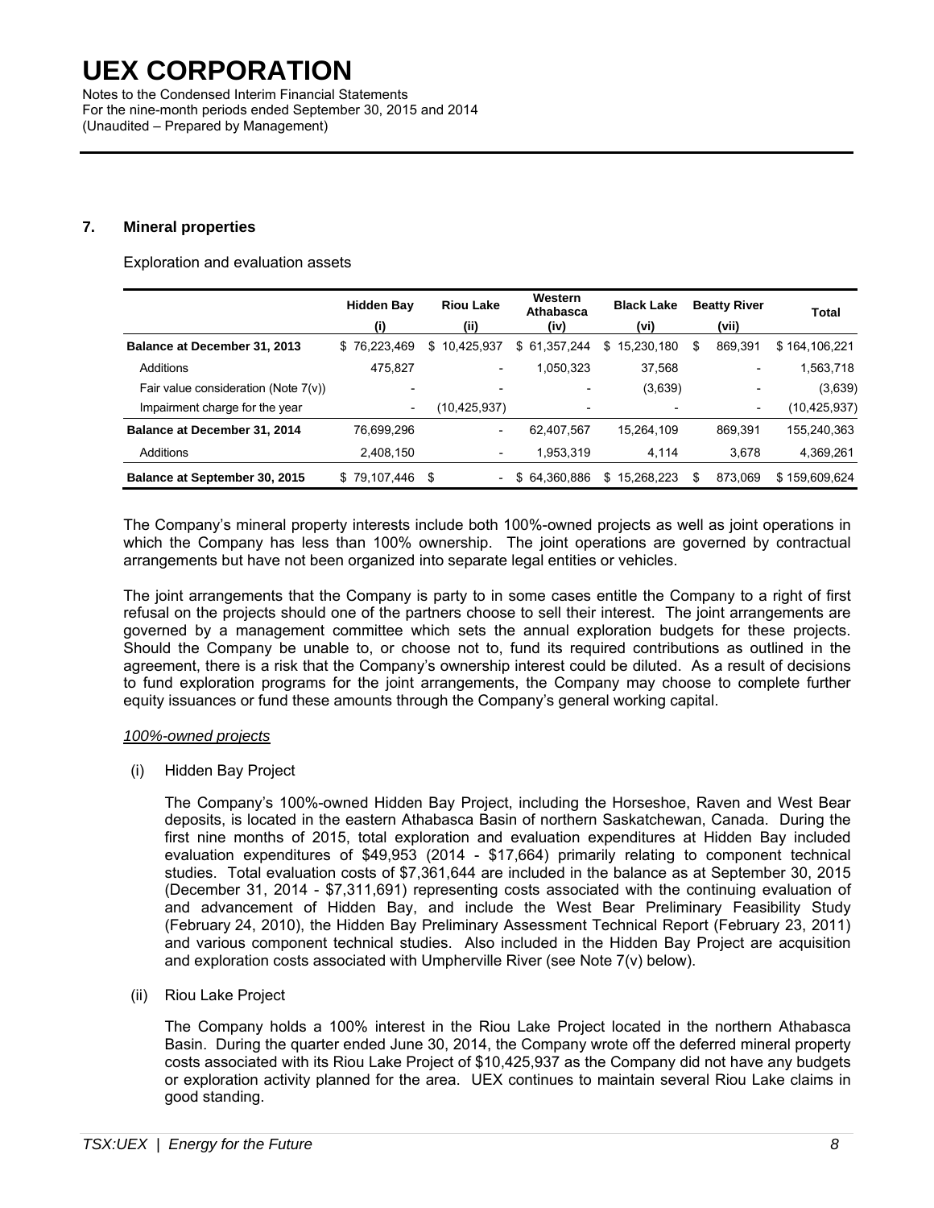# UEX CORPORATION

Notes to the Condensed Interim Financial Statements
For the nine-month periods ended September 30, 2015 and 2014
(Unaudited – Prepared by Management)

## 7. Mineral properties

Exploration and evaluation assets

| | Hidden Bay (i) | Riou Lake (ii) | Western Athabasca (iv) | Black Lake (vi) | Beatty River (vii) | Total |
|---|---|---|---|---|---|---|
| **Balance at December 31, 2013** | $ 76,223,469 | $ 10,425,937 | $ 61,357,244 | $ 15,230,180 | $ 869,391 | $ 164,106,221 |
| Additions | 475,827 | - | 1,050,323 | 37,568 | - | 1,563,718 |
| Fair value consideration (Note 7(v)) | - | - | - | (3,639) | - | (3,639) |
| Impairment charge for the year | - | (10,425,937) | - | - | - | (10,425,937) |
| **Balance at December 31, 2014** | 76,699,296 | - | 62,407,567 | 15,264,109 | 869,391 | 155,240,363 |
| Additions | 2,408,150 | - | 1,953,319 | 4,114 | 3,678 | 4,369,261 |
| **Balance at September 30, 2015** | $ 79,107,446 | $ - | $ 64,360,886 | $ 15,268,223 | $ 873,069 | $ 159,609,624 |

The Company's mineral property interests include both 100%-owned projects as well as joint operations in which the Company has less than 100% ownership. The joint operations are governed by contractual arrangements but have not been organized into separate legal entities or vehicles.

The joint arrangements that the Company is party to in some cases entitle the Company to a right of first refusal on the projects should one of the partners choose to sell their interest. The joint arrangements are governed by a management committee which sets the annual exploration budgets for these projects. Should the Company be unable to, or choose not to, fund its required contributions as outlined in the agreement, there is a risk that the Company's ownership interest could be diluted. As a result of decisions to fund exploration programs for the joint arrangements, the Company may choose to complete further equity issuances or fund these amounts through the Company's general working capital.

*100%-owned projects*

(i) Hidden Bay Project

The Company's 100%-owned Hidden Bay Project, including the Horseshoe, Raven and West Bear deposits, is located in the eastern Athabasca Basin of northern Saskatchewan, Canada. During the first nine months of 2015, total exploration and evaluation expenditures at Hidden Bay included evaluation expenditures of $49,953 (2014 - $17,664) primarily relating to component technical studies. Total evaluation costs of $7,361,644 are included in the balance as at September 30, 2015 (December 31, 2014 - $7,311,691) representing costs associated with the continuing evaluation of and advancement of Hidden Bay, and include the West Bear Preliminary Feasibility Study (February 24, 2010), the Hidden Bay Preliminary Assessment Technical Report (February 23, 2011) and various component technical studies. Also included in the Hidden Bay Project are acquisition and exploration costs associated with Umpherville River (see Note 7(v) below).

(ii) Riou Lake Project

The Company holds a 100% interest in the Riou Lake Project located in the northern Athabasca Basin. During the quarter ended June 30, 2014, the Company wrote off the deferred mineral property costs associated with its Riou Lake Project of $10,425,937 as the Company did not have any budgets or exploration activity planned for the area. UEX continues to maintain several Riou Lake claims in good standing.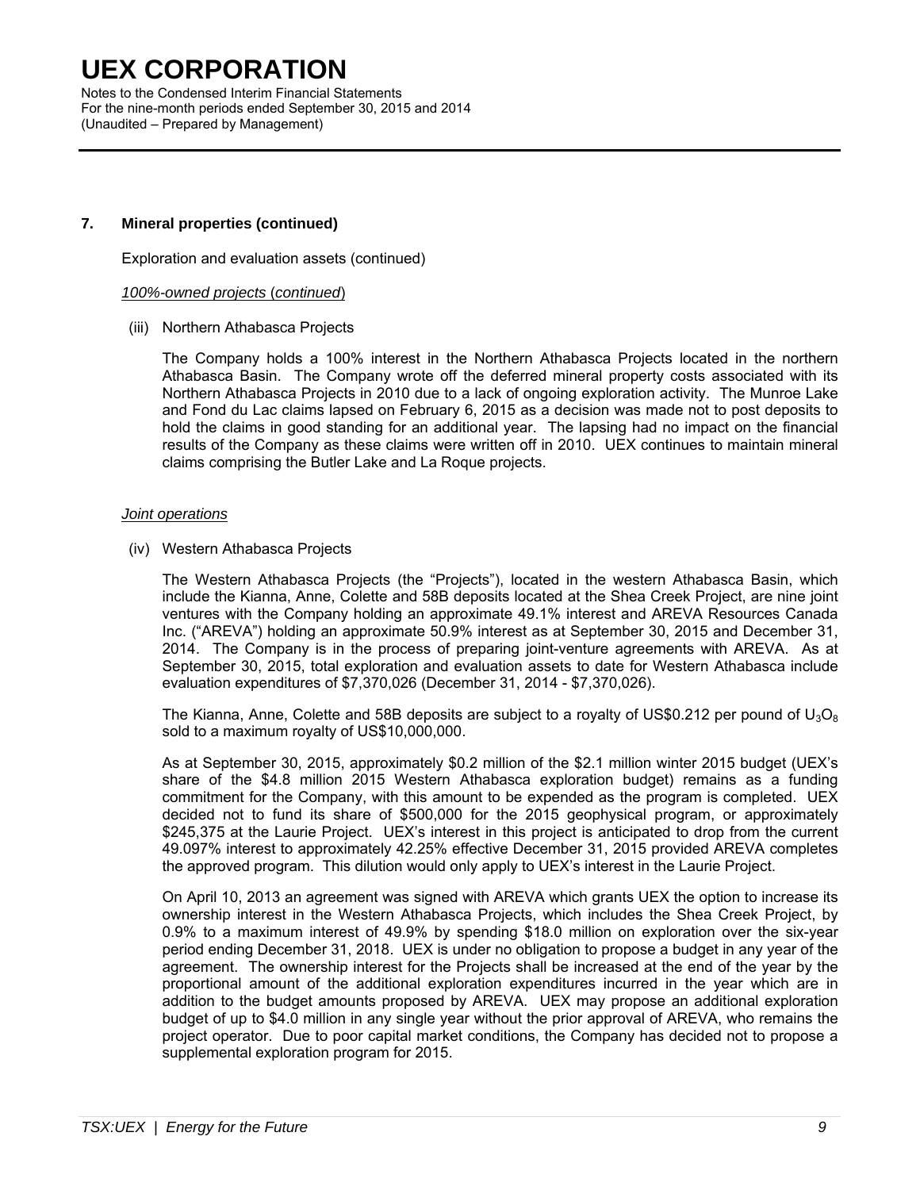### 7. Mineral properties (continued)

Exploration and evaluation assets (continued)

*100%-owned projects (continued)*

(iii) Northern Athabasca Projects

The Company holds a 100% interest in the Northern Athabasca Projects located in the northern Athabasca Basin. The Company wrote off the deferred mineral property costs associated with its Northern Athabasca Projects in 2010 due to a lack of ongoing exploration activity. The Munroe Lake and Fond du Lac claims lapsed on February 6, 2015 as a decision was made not to post deposits to hold the claims in good standing for an additional year. The lapsing had no impact on the financial results of the Company as these claims were written off in 2010. UEX continues to maintain mineral claims comprising the Butler Lake and La Roque projects.

*Joint operations*

(iv) Western Athabasca Projects

The Western Athabasca Projects (the "Projects"), located in the western Athabasca Basin, which include the Kianna, Anne, Colette and 58B deposits located at the Shea Creek Project, are nine joint ventures with the Company holding an approximate 49.1% interest and AREVA Resources Canada Inc. ("AREVA") holding an approximate 50.9% interest as at September 30, 2015 and December 31, 2014. The Company is in the process of preparing joint-venture agreements with AREVA. As at September 30, 2015, total exploration and evaluation assets to date for Western Athabasca include evaluation expenditures of $7,370,026 (December 31, 2014 - $7,370,026).

The Kianna, Anne, Colette and 58B deposits are subject to a royalty of US$0.212 per pound of $U_3O_8$ sold to a maximum royalty of US$10,000,000.

As at September 30, 2015, approximately $0.2 million of the $2.1 million winter 2015 budget (UEX's share of the $4.8 million 2015 Western Athabasca exploration budget) remains as a funding commitment for the Company, with this amount to be expended as the program is completed. UEX decided not to fund its share of $500,000 for the 2015 geophysical program, or approximately $245,375 at the Laurie Project. UEX's interest in this project is anticipated to drop from the current 49.097% interest to approximately 42.25% effective December 31, 2015 provided AREVA completes the approved program. This dilution would only apply to UEX's interest in the Laurie Project.

On April 10, 2013 an agreement was signed with AREVA which grants UEX the option to increase its ownership interest in the Western Athabasca Projects, which includes the Shea Creek Project, by 0.9% to a maximum interest of 49.9% by spending $18.0 million on exploration over the six-year period ending December 31, 2018. UEX is under no obligation to propose a budget in any year of the agreement. The ownership interest for the Projects shall be increased at the end of the year by the proportional amount of the additional exploration expenditures incurred in the year which are in addition to the budget amounts proposed by AREVA. UEX may propose an additional exploration budget of up to $4.0 million in any single year without the prior approval of AREVA, who remains the project operator. Due to poor capital market conditions, the Company has decided not to propose a supplemental exploration program for 2015.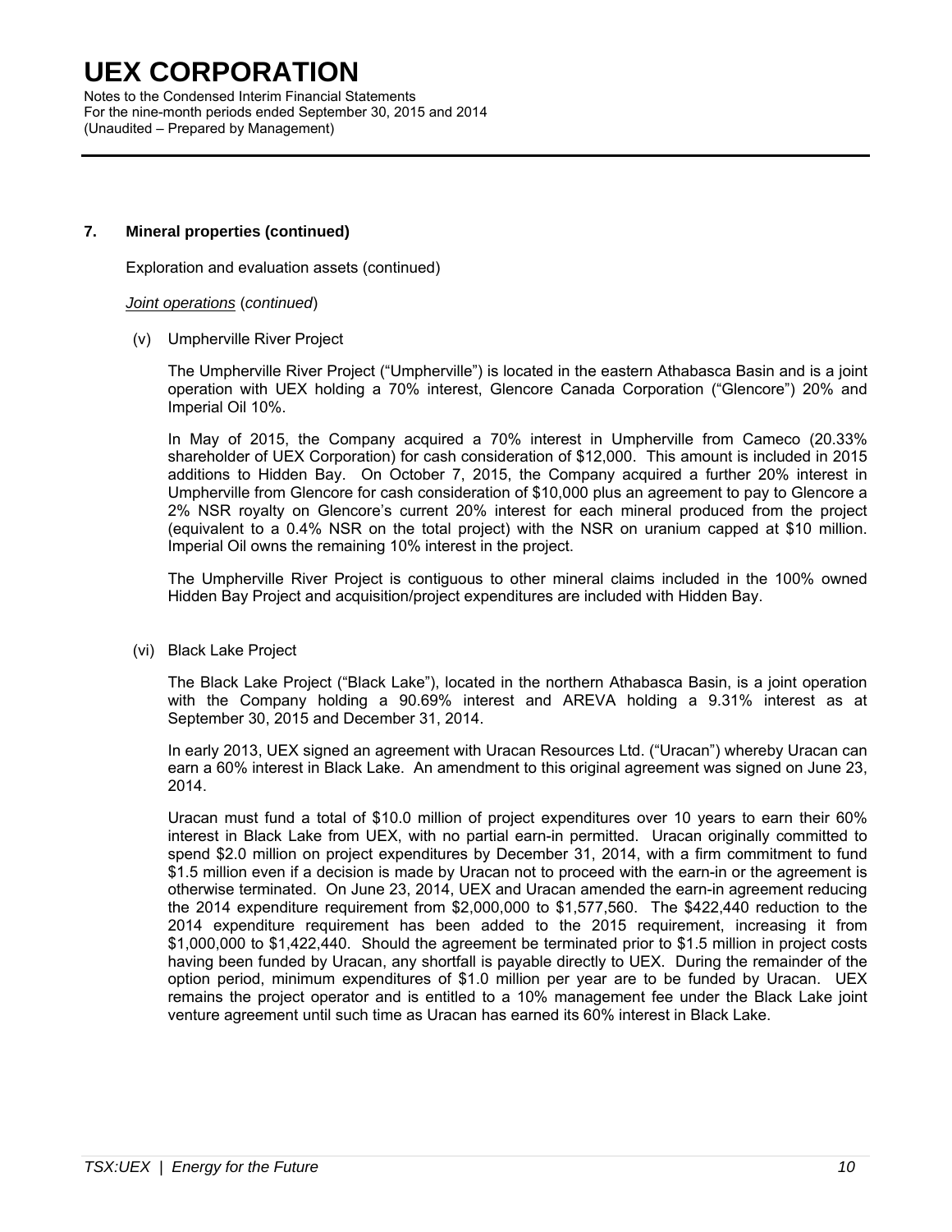## 7. Mineral properties (continued)

Exploration and evaluation assets (continued)

*Joint operations* (*continued*)

(v) Umpherville River Project

The Umpherville River Project ("Umpherville") is located in the eastern Athabasca Basin and is a joint operation with UEX holding a 70% interest, Glencore Canada Corporation ("Glencore") 20% and Imperial Oil 10%.

In May of 2015, the Company acquired a 70% interest in Umpherville from Cameco (20.33% shareholder of UEX Corporation) for cash consideration of $12,000. This amount is included in 2015 additions to Hidden Bay. On October 7, 2015, the Company acquired a further 20% interest in Umpherville from Glencore for cash consideration of $10,000 plus an agreement to pay to Glencore a 2% NSR royalty on Glencore's current 20% interest for each mineral produced from the project (equivalent to a 0.4% NSR on the total project) with the NSR on uranium capped at $10 million. Imperial Oil owns the remaining 10% interest in the project.

The Umpherville River Project is contiguous to other mineral claims included in the 100% owned Hidden Bay Project and acquisition/project expenditures are included with Hidden Bay.

(vi) Black Lake Project

The Black Lake Project ("Black Lake"), located in the northern Athabasca Basin, is a joint operation with the Company holding a 90.69% interest and AREVA holding a 9.31% interest as at September 30, 2015 and December 31, 2014.

In early 2013, UEX signed an agreement with Uracan Resources Ltd. ("Uracan") whereby Uracan can earn a 60% interest in Black Lake. An amendment to this original agreement was signed on June 23, 2014.

Uracan must fund a total of $10.0 million of project expenditures over 10 years to earn their 60% interest in Black Lake from UEX, with no partial earn-in permitted. Uracan originally committed to spend $2.0 million on project expenditures by December 31, 2014, with a firm commitment to fund $1.5 million even if a decision is made by Uracan not to proceed with the earn-in or the agreement is otherwise terminated. On June 23, 2014, UEX and Uracan amended the earn-in agreement reducing the 2014 expenditure requirement from $2,000,000 to $1,577,560. The $422,440 reduction to the 2014 expenditure requirement has been added to the 2015 requirement, increasing it from $1,000,000 to $1,422,440. Should the agreement be terminated prior to $1.5 million in project costs having been funded by Uracan, any shortfall is payable directly to UEX. During the remainder of the option period, minimum expenditures of $1.0 million per year are to be funded by Uracan. UEX remains the project operator and is entitled to a 10% management fee under the Black Lake joint venture agreement until such time as Uracan has earned its 60% interest in Black Lake.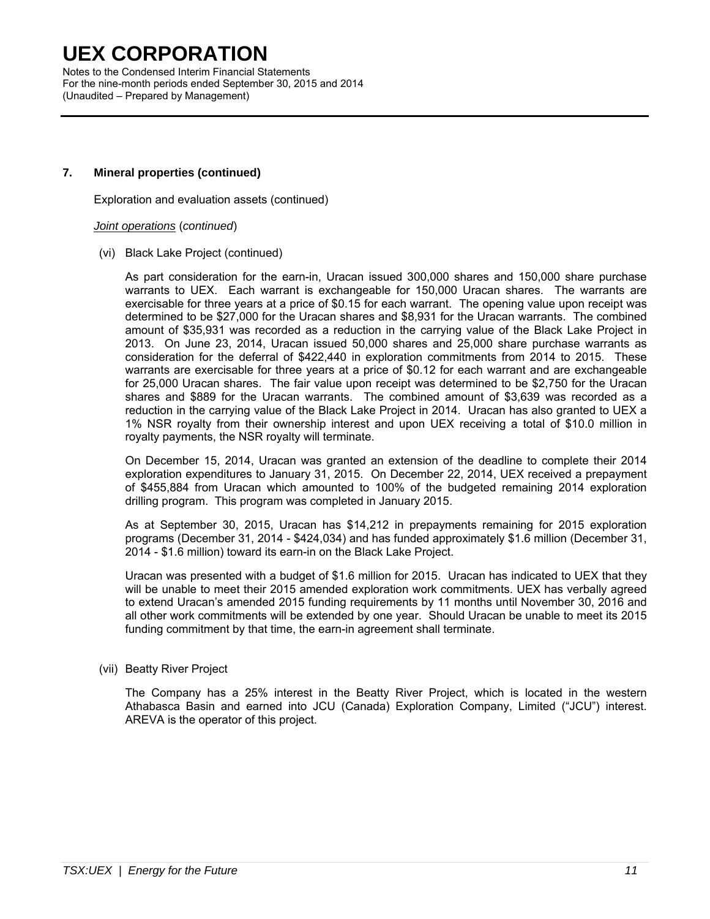# UEX CORPORATION

Notes to the Condensed Interim Financial Statements
For the nine-month periods ended September 30, 2015 and 2014
(Unaudited – Prepared by Management)

## 7. Mineral properties (continued)

Exploration and evaluation assets (continued)

*Joint operations* (*continued*)

(vi) Black Lake Project (continued)

As part consideration for the earn-in, Uracan issued 300,000 shares and 150,000 share purchase warrants to UEX. Each warrant is exchangeable for 150,000 Uracan shares. The warrants are exercisable for three years at a price of $0.15 for each warrant. The opening value upon receipt was determined to be $27,000 for the Uracan shares and $8,931 for the Uracan warrants. The combined amount of $35,931 was recorded as a reduction in the carrying value of the Black Lake Project in 2013. On June 23, 2014, Uracan issued 50,000 shares and 25,000 share purchase warrants as consideration for the deferral of $422,440 in exploration commitments from 2014 to 2015. These warrants are exercisable for three years at a price of $0.12 for each warrant and are exchangeable for 25,000 Uracan shares. The fair value upon receipt was determined to be $2,750 for the Uracan shares and $889 for the Uracan warrants. The combined amount of $3,639 was recorded as a reduction in the carrying value of the Black Lake Project in 2014. Uracan has also granted to UEX a 1% NSR royalty from their ownership interest and upon UEX receiving a total of $10.0 million in royalty payments, the NSR royalty will terminate.

On December 15, 2014, Uracan was granted an extension of the deadline to complete their 2014 exploration expenditures to January 31, 2015. On December 22, 2014, UEX received a prepayment of $455,884 from Uracan which amounted to 100% of the budgeted remaining 2014 exploration drilling program. This program was completed in January 2015.

As at September 30, 2015, Uracan has $14,212 in prepayments remaining for 2015 exploration programs (December 31, 2014 - $424,034) and has funded approximately $1.6 million (December 31, 2014 - $1.6 million) toward its earn-in on the Black Lake Project.

Uracan was presented with a budget of $1.6 million for 2015. Uracan has indicated to UEX that they will be unable to meet their 2015 amended exploration work commitments. UEX has verbally agreed to extend Uracan's amended 2015 funding requirements by 11 months until November 30, 2016 and all other work commitments will be extended by one year. Should Uracan be unable to meet its 2015 funding commitment by that time, the earn-in agreement shall terminate.

(vii) Beatty River Project

The Company has a 25% interest in the Beatty River Project, which is located in the western Athabasca Basin and earned into JCU (Canada) Exploration Company, Limited ("JCU") interest. AREVA is the operator of this project.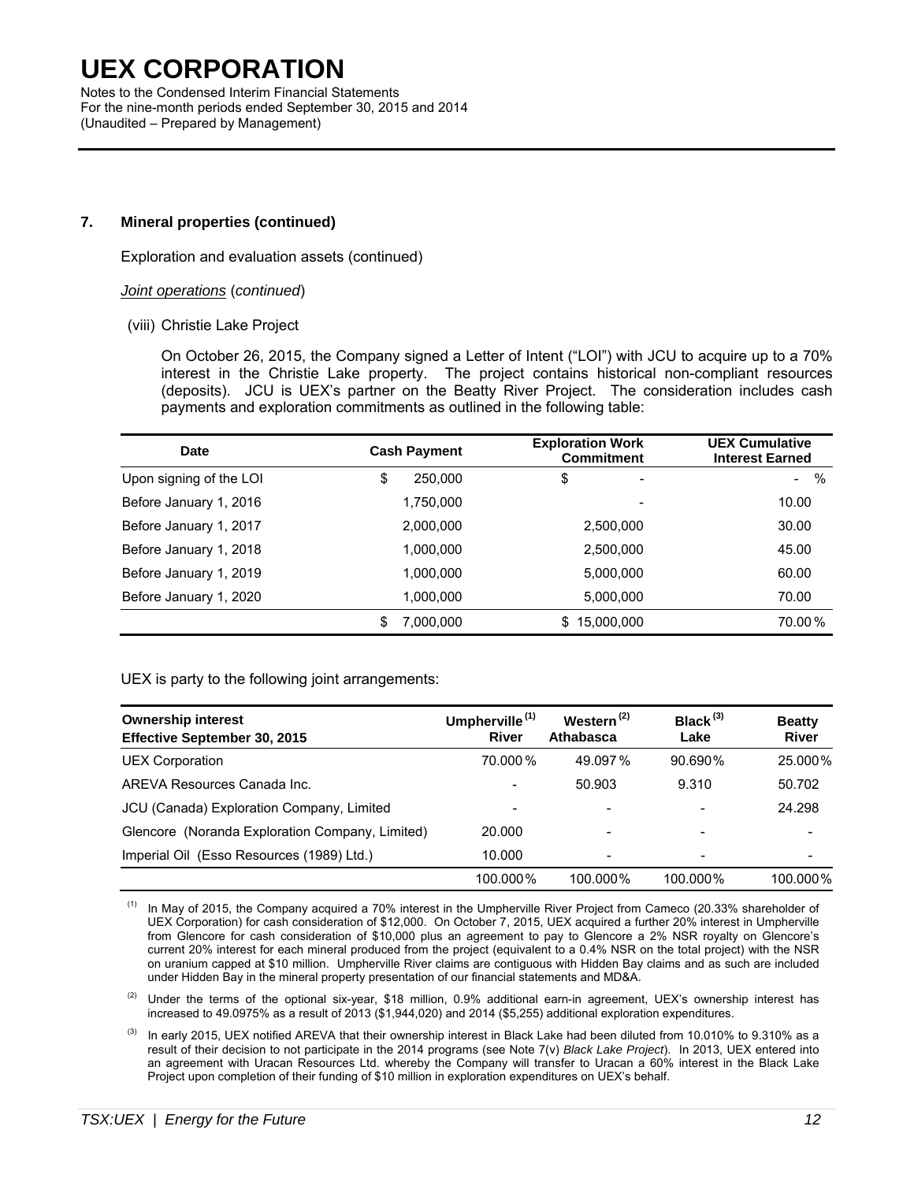## 7. Mineral properties (continued)

Exploration and evaluation assets (continued)

*Joint operations* (*continued*)

(viii) Christie Lake Project

On October 26, 2015, the Company signed a Letter of Intent ("LOI") with JCU to acquire up to a 70% interest in the Christie Lake property. The project contains historical non-compliant resources (deposits). JCU is UEX's partner on the Beatty River Project. The consideration includes cash payments and exploration commitments as outlined in the following table:

| Date | Cash Payment | Exploration Work Commitment | UEX Cumulative Interest Earned |
|---|---|---|---|
| Upon signing of the LOI | $ 250,000 | $ - | - % |
| Before January 1, 2016 | 1,750,000 | - | 10.00 |
| Before January 1, 2017 | 2,000,000 | 2,500,000 | 30.00 |
| Before January 1, 2018 | 1,000,000 | 2,500,000 | 45.00 |
| Before January 1, 2019 | 1,000,000 | 5,000,000 | 60.00 |
| Before January 1, 2020 | 1,000,000 | 5,000,000 | 70.00 |
| | $ 7,000,000 | $ 15,000,000 | 70.00 % |

UEX is party to the following joint arrangements:

| Ownership interest Effective September 30, 2015 | Umpherville[(1)] River | Western[(2)] Athabasca | Black[(3)] Lake | Beatty River |
|---|---|---|---|---|
| UEX Corporation | 70.000 % | 49.097 % | 90.690 % | 25.000 % |
| AREVA Resources Canada Inc. | - | 50.903 | 9.310 | 50.702 |
| JCU (Canada) Exploration Company, Limited | - | - | - | 24.298 |
| Glencore (Noranda Exploration Company, Limited) | 20.000 | - | - | - |
| Imperial Oil (Esso Resources (1989) Ltd.) | 10.000 | - | - | - |
| | 100.000 % | 100.000 % | 100.000 % | 100.000 % |

(1) In May of 2015, the Company acquired a 70% interest in the Umpherville River Project from Cameco (20.33% shareholder of UEX Corporation) for cash consideration of $12,000. On October 7, 2015, UEX acquired a further 20% interest in Umpherville from Glencore for cash consideration of $10,000 plus an agreement to pay to Glencore a 2% NSR royalty on Glencore's current 20% interest for each mineral produced from the project (equivalent to a 0.4% NSR on the total project) with the NSR on uranium capped at $10 million. Umpherville River claims are contiguous with Hidden Bay claims and as such are included under Hidden Bay in the mineral property presentation of our financial statements and MD&A.

(2) Under the terms of the optional six-year, $18 million, 0.9% additional earn-in agreement, UEX's ownership interest has increased to 49.0975% as a result of 2013 ($1,944,020) and 2014 ($5,255) additional exploration expenditures.

(3) In early 2015, UEX notified AREVA that their ownership interest in Black Lake had been diluted from 10.010% to 9.310% as a result of their decision to not participate in the 2014 programs (see Note 7(v) *Black Lake Project*). In 2013, UEX entered into an agreement with Uracan Resources Ltd. whereby the Company will transfer to Uracan a 60% interest in the Black Lake Project upon completion of their funding of $10 million in exploration expenditures on UEX's behalf.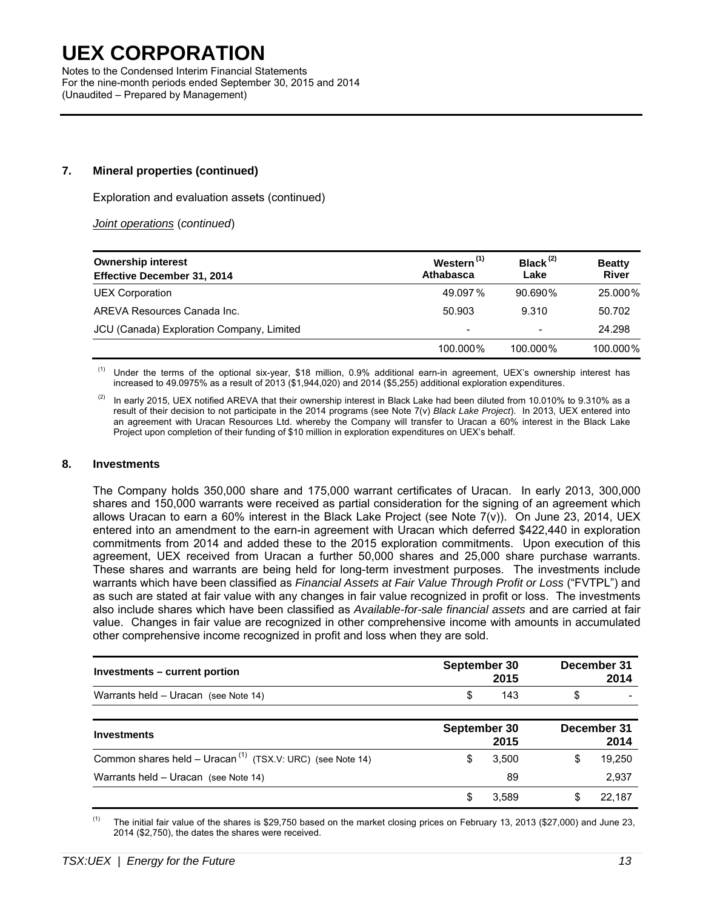# UEX CORPORATION

Notes to the Condensed Interim Financial Statements
For the nine-month periods ended September 30, 2015 and 2014
(Unaudited – Prepared by Management)

## 7. Mineral properties (continued)

Exploration and evaluation assets (continued)

*Joint operations* (*continued*)

| Ownership interest<br>Effective December 31, 2014 | Western [(1)]<br>Athabasca | Black [(2)]<br>Lake | Beatty<br>River |
|---|---|---|---|
| UEX Corporation | 49.097 % | 90.690% | 25.000% |
| AREVA Resources Canada Inc. | 50.903 | 9.310 | 50.702 |
| JCU (Canada) Exploration Company, Limited | - | - | 24.298 |
| | 100.000% | 100.000% | 100.000% |

(1) Under the terms of the optional six-year, $18 million, 0.9% additional earn-in agreement, UEX's ownership interest has increased to 49.0975% as a result of 2013 ($1,944,020) and 2014 ($5,255) additional exploration expenditures.

(2) In early 2015, UEX notified AREVA that their ownership interest in Black Lake had been diluted from 10.010% to 9.310% as a result of their decision to not participate in the 2014 programs (see Note 7(v) *Black Lake Project*). In 2013, UEX entered into an agreement with Uracan Resources Ltd. whereby the Company will transfer to Uracan a 60% interest in the Black Lake Project upon completion of their funding of $10 million in exploration expenditures on UEX's behalf.

## 8. Investments

The Company holds 350,000 share and 175,000 warrant certificates of Uracan. In early 2013, 300,000 shares and 150,000 warrants were received as partial consideration for the signing of an agreement which allows Uracan to earn a 60% interest in the Black Lake Project (see Note 7(v)). On June 23, 2014, UEX entered into an amendment to the earn-in agreement with Uracan which deferred $422,440 in exploration commitments from 2014 and added these to the 2015 exploration commitments. Upon execution of this agreement, UEX received from Uracan a further 50,000 shares and 25,000 share purchase warrants. These shares and warrants are being held for long-term investment purposes. The investments include warrants which have been classified as *Financial Assets at Fair Value Through Profit or Loss* ("FVTPL") and as such are stated at fair value with any changes in fair value recognized in profit or loss. The investments also include shares which have been classified as *Available-for-sale financial assets* and are carried at fair value. Changes in fair value are recognized in other comprehensive income with amounts in accumulated other comprehensive income recognized in profit and loss when they are sold.

| Investments – current portion | September 30<br>2015 | December 31<br>2014 |
|---|---|---|
| Warrants held – Uracan (see Note 14) | $ 143 | $ - |

| Investments | September 30<br>2015 | December 31<br>2014 |
|---|---|---|
| Common shares held – Uracan [(1)] (TSX.V: URC) (see Note 14) | $ 3,500 | $ 19,250 |
| Warrants held – Uracan (see Note 14) | 89 | 2,937 |
| | $ 3,589 | $ 22,187 |

(1) The initial fair value of the shares is $29,750 based on the market closing prices on February 13, 2013 ($27,000) and June 23, 2014 ($2,750), the dates the shares were received.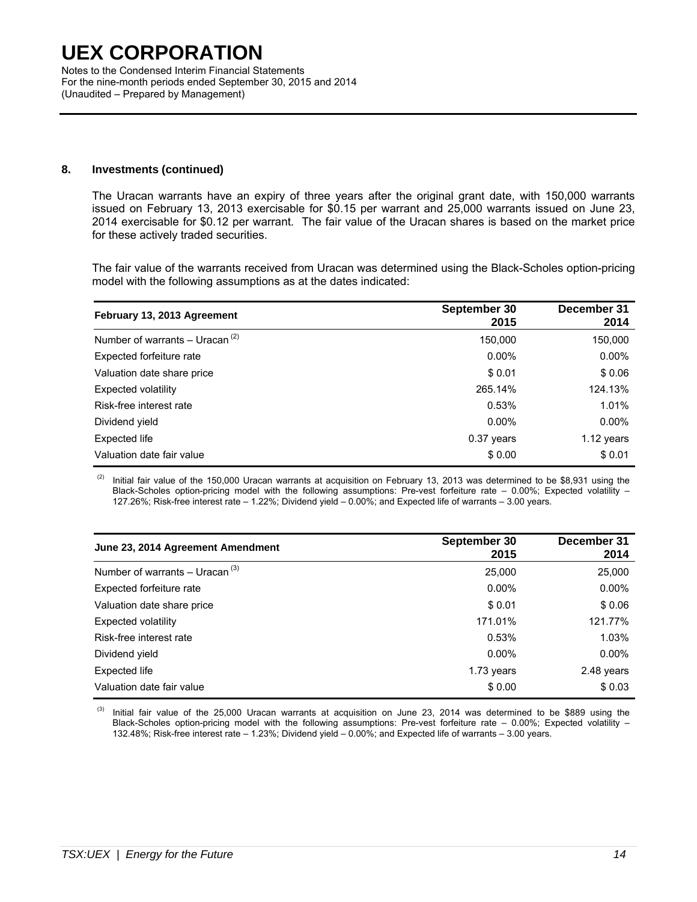## 8. Investments (continued)

The Uracan warrants have an expiry of three years after the original grant date, with 150,000 warrants issued on February 13, 2013 exercisable for $0.15 per warrant and 25,000 warrants issued on June 23, 2014 exercisable for $0.12 per warrant. The fair value of the Uracan shares is based on the market price for these actively traded securities.

The fair value of the warrants received from Uracan was determined using the Black-Scholes option-pricing model with the following assumptions as at the dates indicated:

| February 13, 2013 Agreement | September 30 2015 | December 31 2014 |
|---|---|---|
| Number of warrants – Uracan [(2)] | 150,000 | 150,000 |
| Expected forfeiture rate | 0.00% | 0.00% |
| Valuation date share price | $ 0.01 | $ 0.06 |
| Expected volatility | 265.14% | 124.13% |
| Risk-free interest rate | 0.53% | 1.01% |
| Dividend yield | 0.00% | 0.00% |
| Expected life | 0.37 years | 1.12 years |
| Valuation date fair value | $ 0.00 | $ 0.01 |

(2) Initial fair value of the 150,000 Uracan warrants at acquisition on February 13, 2013 was determined to be $8,931 using the Black-Scholes option-pricing model with the following assumptions: Pre-vest forfeiture rate – 0.00%; Expected volatility – 127.26%; Risk-free interest rate – 1.22%; Dividend yield – 0.00%; and Expected life of warrants – 3.00 years.

| June 23, 2014 Agreement Amendment | September 30 2015 | December 31 2014 |
|---|---|---|
| Number of warrants – Uracan [(3)] | 25,000 | 25,000 |
| Expected forfeiture rate | 0.00% | 0.00% |
| Valuation date share price | $ 0.01 | $ 0.06 |
| Expected volatility | 171.01% | 121.77% |
| Risk-free interest rate | 0.53% | 1.03% |
| Dividend yield | 0.00% | 0.00% |
| Expected life | 1.73 years | 2.48 years |
| Valuation date fair value | $ 0.00 | $ 0.03 |

(3) Initial fair value of the 25,000 Uracan warrants at acquisition on June 23, 2014 was determined to be $889 using the Black-Scholes option-pricing model with the following assumptions: Pre-vest forfeiture rate – 0.00%; Expected volatility – 132.48%; Risk-free interest rate – 1.23%; Dividend yield – 0.00%; and Expected life of warrants – 3.00 years.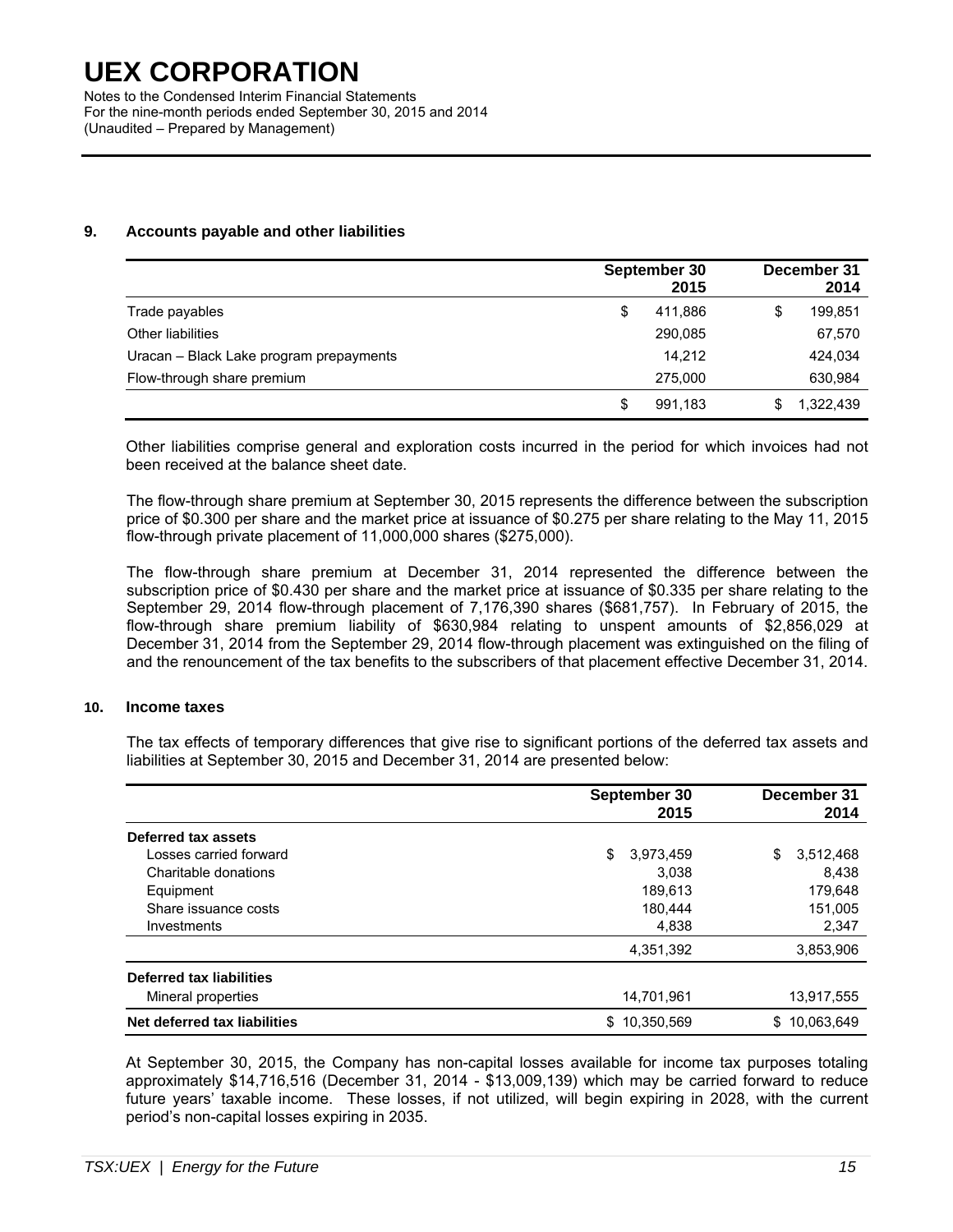# UEX CORPORATION

Notes to the Condensed Interim Financial Statements
For the nine-month periods ended September 30, 2015 and 2014
(Unaudited – Prepared by Management)

## 9. Accounts payable and other liabilities

| | September 30 2015 | December 31 2014 |
|---|---|---|
| Trade payables | $ 411,886 | $ 199,851 |
| Other liabilities | 290,085 | 67,570 |
| Uracan – Black Lake program prepayments | 14,212 | 424,034 |
| Flow-through share premium | 275,000 | 630,984 |
| | $ 991,183 | $ 1,322,439 |

Other liabilities comprise general and exploration costs incurred in the period for which invoices had not been received at the balance sheet date.

The flow-through share premium at September 30, 2015 represents the difference between the subscription price of $0.300 per share and the market price at issuance of $0.275 per share relating to the May 11, 2015 flow-through private placement of 11,000,000 shares ($275,000).

The flow-through share premium at December 31, 2014 represented the difference between the subscription price of $0.430 per share and the market price at issuance of $0.335 per share relating to the September 29, 2014 flow-through placement of 7,176,390 shares ($681,757). In February of 2015, the flow-through share premium liability of $630,984 relating to unspent amounts of $2,856,029 at December 31, 2014 from the September 29, 2014 flow-through placement was extinguished on the filing of and the renouncement of the tax benefits to the subscribers of that placement effective December 31, 2014.

## 10. Income taxes

The tax effects of temporary differences that give rise to significant portions of the deferred tax assets and liabilities at September 30, 2015 and December 31, 2014 are presented below:

| | September 30 2015 | December 31 2014 |
|---|---|---|
| **Deferred tax assets** | | |
| Losses carried forward | $ 3,973,459 | $ 3,512,468 |
| Charitable donations | 3,038 | 8,438 |
| Equipment | 189,613 | 179,648 |
| Share issuance costs | 180,444 | 151,005 |
| Investments | 4,838 | 2,347 |
| | 4,351,392 | 3,853,906 |
| **Deferred tax liabilities** | | |
| Mineral properties | 14,701,961 | 13,917,555 |
| **Net deferred tax liabilities** | $ 10,350,569 | $ 10,063,649 |

At September 30, 2015, the Company has non-capital losses available for income tax purposes totaling approximately $14,716,516 (December 31, 2014 - $13,009,139) which may be carried forward to reduce future years' taxable income. These losses, if not utilized, will begin expiring in 2028, with the current period's non-capital losses expiring in 2035.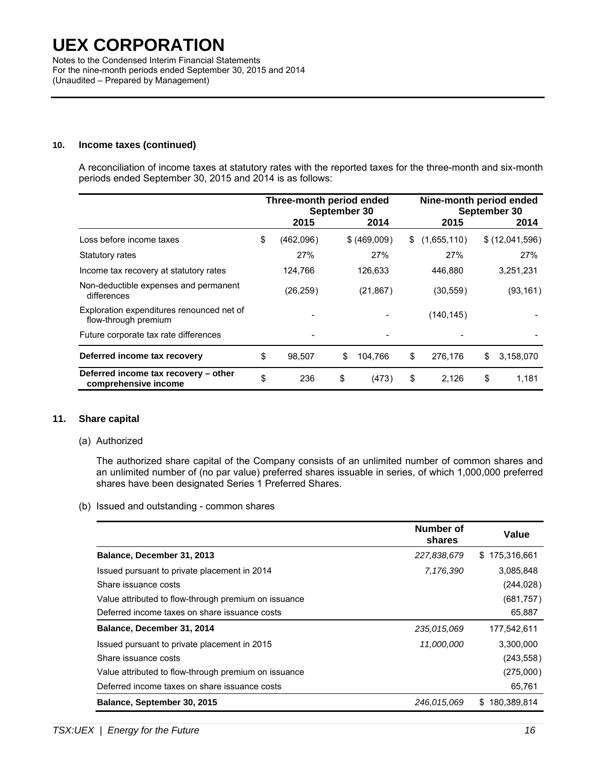# UEX CORPORATION

Notes to the Condensed Interim Financial Statements
For the nine-month periods ended September 30, 2015 and 2014
(Unaudited – Prepared by Management)

**10. Income taxes (continued)**

A reconciliation of income taxes at statutory rates with the reported taxes for the three-month and six-month periods ended September 30, 2015 and 2014 is as follows:

| | Three-month period ended September 30 | | Nine-month period ended September 30 | |
|---|---|---|---|---|
| | 2015 | 2014 | 2015 | 2014 |
| Loss before income taxes | $ (462,096) | $ (469,009) | $ (1,655,110) | $ (12,041,596) |
| Statutory rates | 27% | 27% | 27% | 27% |
| Income tax recovery at statutory rates | 124,766 | 126,633 | 446,880 | 3,251,231 |
| Non-deductible expenses and permanent differences | (26,259) | (21,867) | (30,559) | (93,161) |
| Exploration expenditures renounced net of flow-through premium | - | - | (140,145) | - |
| Future corporate tax rate differences | - | - | - | - |
| **Deferred income tax recovery** | $ 98,507 | $ 104,766 | $ 276,176 | $ 3,158,070 |
| **Deferred income tax recovery – other comprehensive income** | $ 236 | $ (473) | $ 2,126 | $ 1,181 |

**11. Share capital**

(a) Authorized

The authorized share capital of the Company consists of an unlimited number of common shares and an unlimited number of (no par value) preferred shares issuable in series, of which 1,000,000 preferred shares have been designated Series 1 Preferred Shares.

(b) Issued and outstanding - common shares

| | Number of shares | Value |
|---|---|---|
| **Balance, December 31, 2013** | *227,838,679* | $ 175,316,661 |
| Issued pursuant to private placement in 2014 | *7,176,390* | 3,085,848 |
| Share issuance costs | | (244,028) |
| Value attributed to flow-through premium on issuance | | (681,757) |
| Deferred income taxes on share issuance costs | | 65,887 |
| **Balance, December 31, 2014** | *235,015,069* | 177,542,611 |
| Issued pursuant to private placement in 2015 | *11,000,000* | 3,300,000 |
| Share issuance costs | | (243,558) |
| Value attributed to flow-through premium on issuance | | (275,000) |
| Deferred income taxes on share issuance costs | | 65,761 |
| **Balance, September 30, 2015** | *246,015,069* | $ 180,389,814 |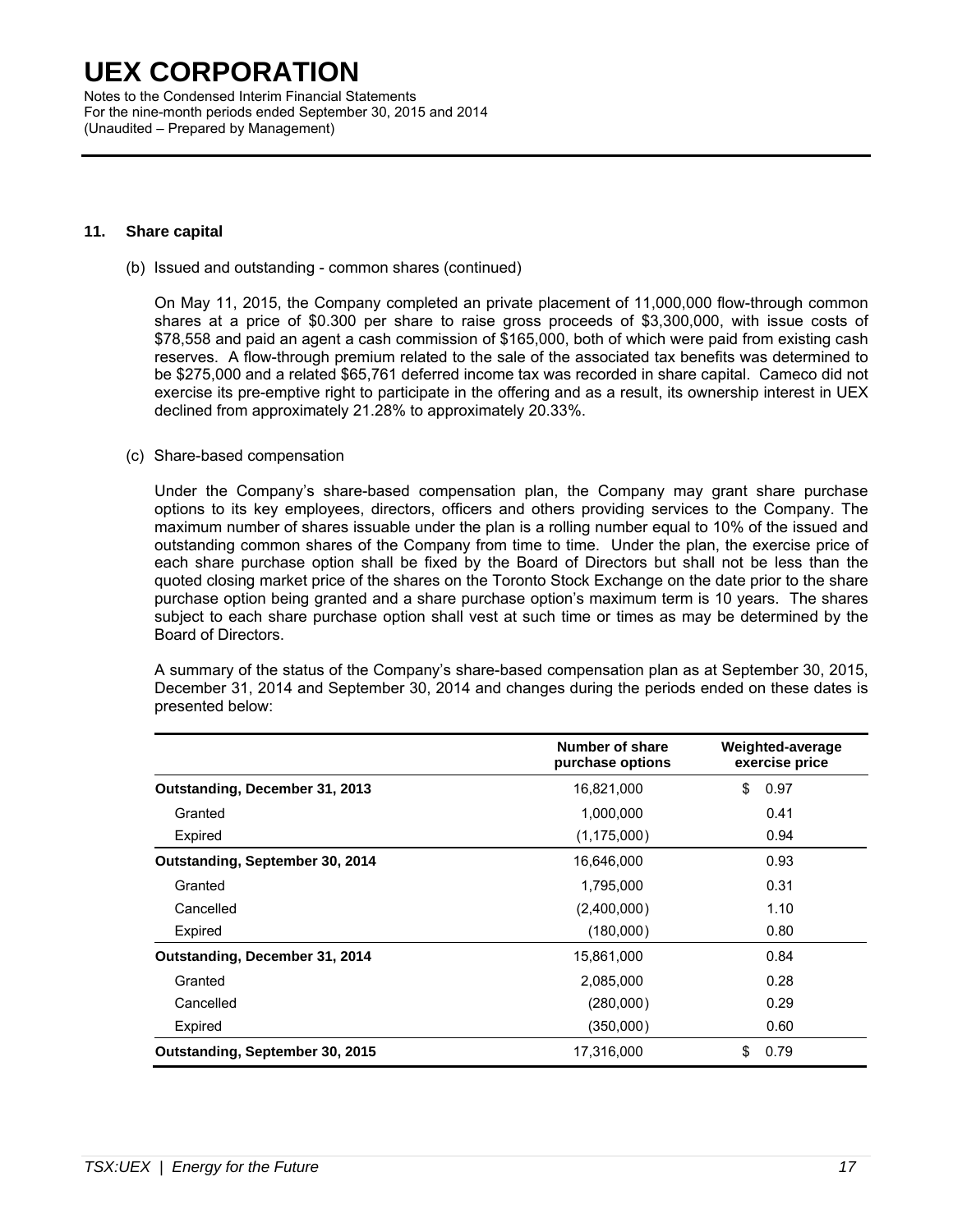## 11. Share capital

(b) Issued and outstanding - common shares (continued)

On May 11, 2015, the Company completed an private placement of 11,000,000 flow-through common shares at a price of $0.300 per share to raise gross proceeds of $3,300,000, with issue costs of $78,558 and paid an agent a cash commission of $165,000, both of which were paid from existing cash reserves. A flow-through premium related to the sale of the associated tax benefits was determined to be $275,000 and a related $65,761 deferred income tax was recorded in share capital. Cameco did not exercise its pre-emptive right to participate in the offering and as a result, its ownership interest in UEX declined from approximately 21.28% to approximately 20.33%.

(c) Share-based compensation

Under the Company's share-based compensation plan, the Company may grant share purchase options to its key employees, directors, officers and others providing services to the Company. The maximum number of shares issuable under the plan is a rolling number equal to 10% of the issued and outstanding common shares of the Company from time to time. Under the plan, the exercise price of each share purchase option shall be fixed by the Board of Directors but shall not be less than the quoted closing market price of the shares on the Toronto Stock Exchange on the date prior to the share purchase option being granted and a share purchase option's maximum term is 10 years. The shares subject to each share purchase option shall vest at such time or times as may be determined by the Board of Directors.

A summary of the status of the Company's share-based compensation plan as at September 30, 2015, December 31, 2014 and September 30, 2014 and changes during the periods ended on these dates is presented below:

| | Number of share purchase options | Weighted-average exercise price |
|---|---|---|
| **Outstanding, December 31, 2013** | 16,821,000 | $ 0.97 |
| Granted | 1,000,000 | 0.41 |
| Expired | (1,175,000) | 0.94 |
| **Outstanding, September 30, 2014** | 16,646,000 | 0.93 |
| Granted | 1,795,000 | 0.31 |
| Cancelled | (2,400,000) | 1.10 |
| Expired | (180,000) | 0.80 |
| **Outstanding, December 31, 2014** | 15,861,000 | 0.84 |
| Granted | 2,085,000 | 0.28 |
| Cancelled | (280,000) | 0.29 |
| Expired | (350,000) | 0.60 |
| **Outstanding, September 30, 2015** | 17,316,000 | $ 0.79 |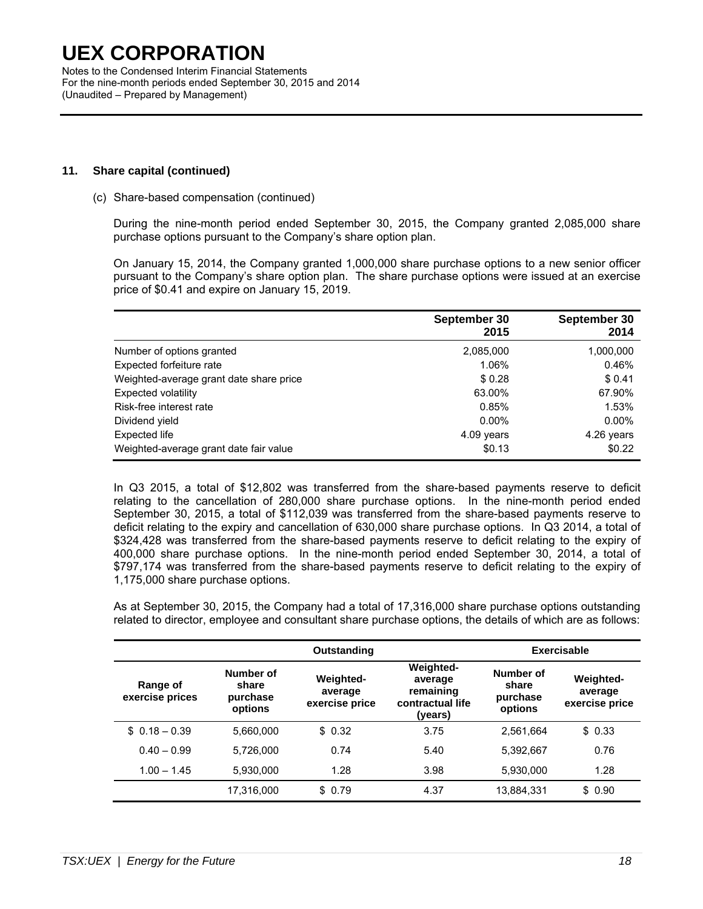### 11. Share capital (continued)

(c) Share-based compensation (continued)

During the nine-month period ended September 30, 2015, the Company granted 2,085,000 share purchase options pursuant to the Company's share option plan.

On January 15, 2014, the Company granted 1,000,000 share purchase options to a new senior officer pursuant to the Company's share option plan. The share purchase options were issued at an exercise price of $0.41 and expire on January 15, 2019.

| | September 30 2015 | September 30 2014 |
|---|---|---|
| Number of options granted | 2,085,000 | 1,000,000 |
| Expected forfeiture rate | 1.06% | 0.46% |
| Weighted-average grant date share price | $ 0.28 | $ 0.41 |
| Expected volatility | 63.00% | 67.90% |
| Risk-free interest rate | 0.85% | 1.53% |
| Dividend yield | 0.00% | 0.00% |
| Expected life | 4.09 years | 4.26 years |
| Weighted-average grant date fair value | $0.13 | $0.22 |

In Q3 2015, a total of $12,802 was transferred from the share-based payments reserve to deficit relating to the cancellation of 280,000 share purchase options. In the nine-month period ended September 30, 2015, a total of $112,039 was transferred from the share-based payments reserve to deficit relating to the expiry and cancellation of 630,000 share purchase options. In Q3 2014, a total of $324,428 was transferred from the share-based payments reserve to deficit relating to the expiry of 400,000 share purchase options. In the nine-month period ended September 30, 2014, a total of $797,174 was transferred from the share-based payments reserve to deficit relating to the expiry of 1,175,000 share purchase options.

As at September 30, 2015, the Company had a total of 17,316,000 share purchase options outstanding related to director, employee and consultant share purchase options, the details of which are as follows:

| | Outstanding | | | Exercisable | |
|---|---|---|---|---|---|
| Range of exercise prices | Number of share purchase options | Weighted-average exercise price | Weighted-average remaining contractual life (years) | Number of share purchase options | Weighted-average exercise price |
| $ 0.18 – 0.39 | 5,660,000 | $ 0.32 | 3.75 | 2,561,664 | $ 0.33 |
| 0.40 – 0.99 | 5,726,000 | 0.74 | 5.40 | 5,392,667 | 0.76 |
| 1.00 – 1.45 | 5,930,000 | 1.28 | 3.98 | 5,930,000 | 1.28 |
| | 17,316,000 | $ 0.79 | 4.37 | 13,884,331 | $ 0.90 |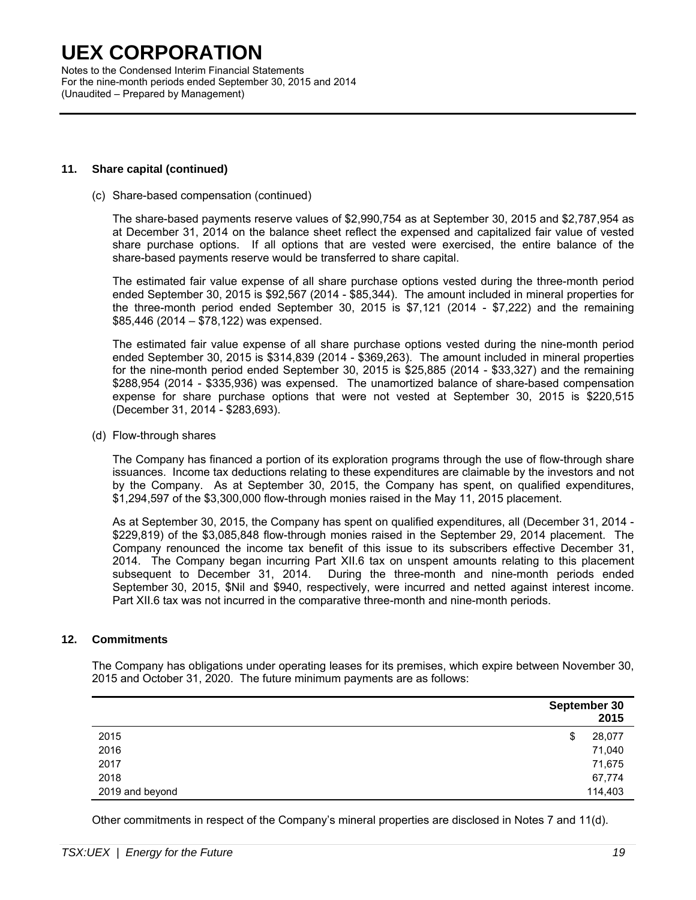### 11. Share capital (continued)

(c) Share-based compensation (continued)

The share-based payments reserve values of $2,990,754 as at September 30, 2015 and $2,787,954 as at December 31, 2014 on the balance sheet reflect the expensed and capitalized fair value of vested share purchase options. If all options that are vested were exercised, the entire balance of the share-based payments reserve would be transferred to share capital.

The estimated fair value expense of all share purchase options vested during the three-month period ended September 30, 2015 is $92,567 (2014 - $85,344). The amount included in mineral properties for the three-month period ended September 30, 2015 is $7,121 (2014 - $7,222) and the remaining $85,446 (2014 – $78,122) was expensed.

The estimated fair value expense of all share purchase options vested during the nine-month period ended September 30, 2015 is $314,839 (2014 - $369,263). The amount included in mineral properties for the nine-month period ended September 30, 2015 is $25,885 (2014 - $33,327) and the remaining $288,954 (2014 - $335,936) was expensed. The unamortized balance of share-based compensation expense for share purchase options that were not vested at September 30, 2015 is $220,515 (December 31, 2014 - $283,693).

(d) Flow-through shares

The Company has financed a portion of its exploration programs through the use of flow-through share issuances. Income tax deductions relating to these expenditures are claimable by the investors and not by the Company. As at September 30, 2015, the Company has spent, on qualified expenditures, $1,294,597 of the $3,300,000 flow-through monies raised in the May 11, 2015 placement.

As at September 30, 2015, the Company has spent on qualified expenditures, all (December 31, 2014 - $229,819) of the $3,085,848 flow-through monies raised in the September 29, 2014 placement. The Company renounced the income tax benefit of this issue to its subscribers effective December 31, 2014. The Company began incurring Part XII.6 tax on unspent amounts relating to this placement subsequent to December 31, 2014. During the three-month and nine-month periods ended September 30, 2015, $Nil and $940, respectively, were incurred and netted against interest income. Part XII.6 tax was not incurred in the comparative three-month and nine-month periods.

### 12. Commitments

The Company has obligations under operating leases for its premises, which expire between November 30, 2015 and October 31, 2020. The future minimum payments are as follows:

| | September 30 2015 |
|---|---|
| 2015 | $ 28,077 |
| 2016 | 71,040 |
| 2017 | 71,675 |
| 2018 | 67,774 |
| 2019 and beyond | 114,403 |

Other commitments in respect of the Company's mineral properties are disclosed in Notes 7 and 11(d).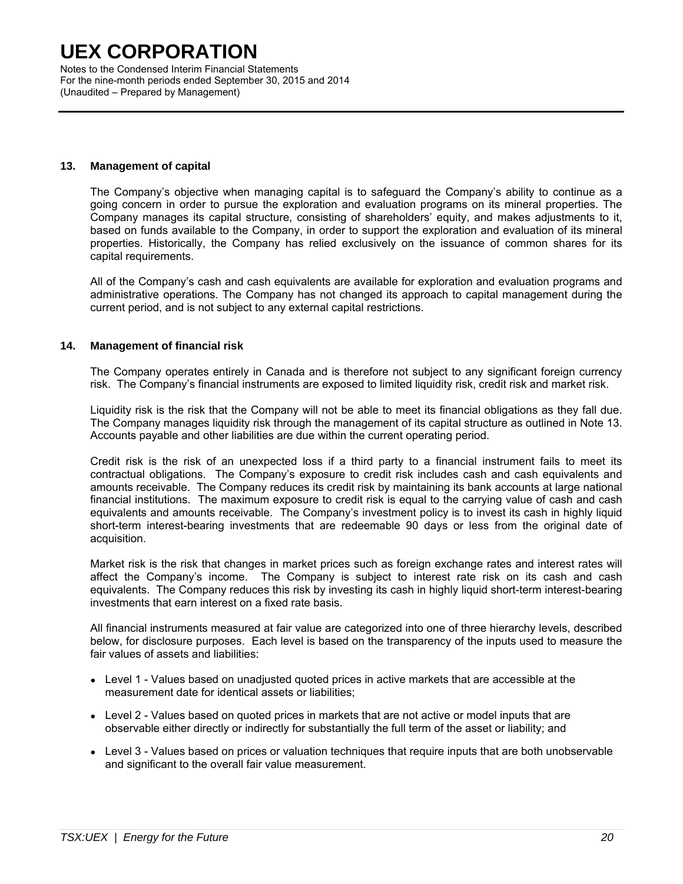## 13. Management of capital

The Company's objective when managing capital is to safeguard the Company's ability to continue as a going concern in order to pursue the exploration and evaluation programs on its mineral properties. The Company manages its capital structure, consisting of shareholders' equity, and makes adjustments to it, based on funds available to the Company, in order to support the exploration and evaluation of its mineral properties. Historically, the Company has relied exclusively on the issuance of common shares for its capital requirements.

All of the Company's cash and cash equivalents are available for exploration and evaluation programs and administrative operations. The Company has not changed its approach to capital management during the current period, and is not subject to any external capital restrictions.

## 14. Management of financial risk

The Company operates entirely in Canada and is therefore not subject to any significant foreign currency risk. The Company's financial instruments are exposed to limited liquidity risk, credit risk and market risk.

Liquidity risk is the risk that the Company will not be able to meet its financial obligations as they fall due. The Company manages liquidity risk through the management of its capital structure as outlined in Note 13. Accounts payable and other liabilities are due within the current operating period.

Credit risk is the risk of an unexpected loss if a third party to a financial instrument fails to meet its contractual obligations. The Company's exposure to credit risk includes cash and cash equivalents and amounts receivable. The Company reduces its credit risk by maintaining its bank accounts at large national financial institutions. The maximum exposure to credit risk is equal to the carrying value of cash and cash equivalents and amounts receivable. The Company's investment policy is to invest its cash in highly liquid short-term interest-bearing investments that are redeemable 90 days or less from the original date of acquisition.

Market risk is the risk that changes in market prices such as foreign exchange rates and interest rates will affect the Company's income. The Company is subject to interest rate risk on its cash and cash equivalents. The Company reduces this risk by investing its cash in highly liquid short-term interest-bearing investments that earn interest on a fixed rate basis.

All financial instruments measured at fair value are categorized into one of three hierarchy levels, described below, for disclosure purposes. Each level is based on the transparency of the inputs used to measure the fair values of assets and liabilities:

- Level 1 - Values based on unadjusted quoted prices in active markets that are accessible at the measurement date for identical assets or liabilities;
- Level 2 - Values based on quoted prices in markets that are not active or model inputs that are observable either directly or indirectly for substantially the full term of the asset or liability; and
- Level 3 - Values based on prices or valuation techniques that require inputs that are both unobservable and significant to the overall fair value measurement.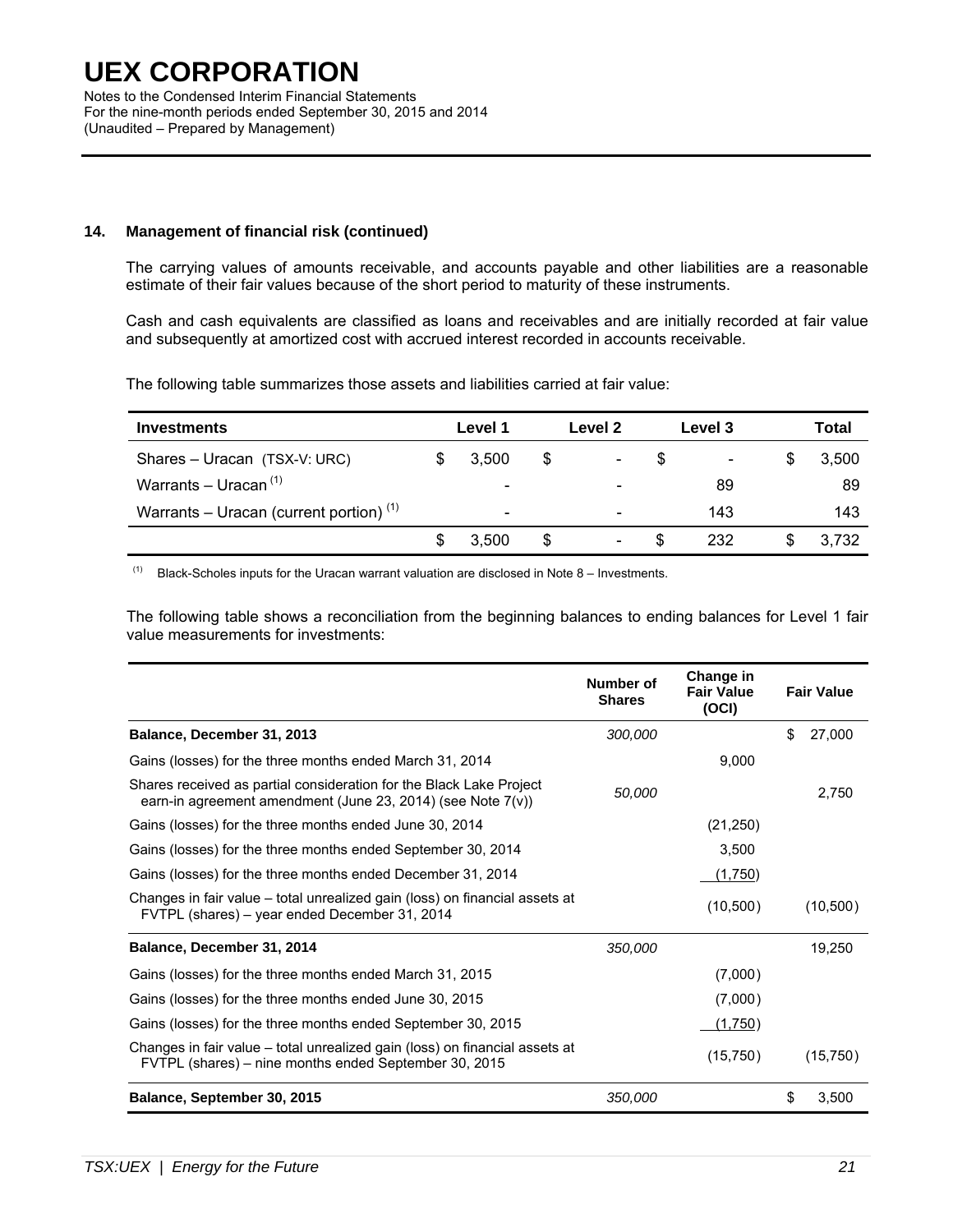### 14. Management of financial risk (continued)

The carrying values of amounts receivable, and accounts payable and other liabilities are a reasonable estimate of their fair values because of the short period to maturity of these instruments.

Cash and cash equivalents are classified as loans and receivables and are initially recorded at fair value and subsequently at amortized cost with accrued interest recorded in accounts receivable.

The following table summarizes those assets and liabilities carried at fair value:

| Investments | Level 1 | Level 2 | Level 3 | Total |
|---|---|---|---|---|
| Shares – Uracan (TSX-V: URC) | $ 3,500 | $ - | $ - | $ 3,500 |
| Warrants – Uracan [(1)] | - | - | 89 | 89 |
| Warrants – Uracan (current portion) [(1)] | - | - | 143 | 143 |
| | $ 3,500 | $ - | $ 232 | $ 3,732 |

[(1)] Black-Scholes inputs for the Uracan warrant valuation are disclosed in Note 8 – Investments.

The following table shows a reconciliation from the beginning balances to ending balances for Level 1 fair value measurements for investments:

| | Number of Shares | Change in Fair Value (OCI) | Fair Value |
|---|---|---|---|
| **Balance, December 31, 2013** | *300,000* | | $ 27,000 |
| Gains (losses) for the three months ended March 31, 2014 | | 9,000 | |
| Shares received as partial consideration for the Black Lake Project earn-in agreement amendment (June 23, 2014) (see Note 7(v)) | *50,000* | | 2,750 |
| Gains (losses) for the three months ended June 30, 2014 | | (21,250) | |
| Gains (losses) for the three months ended September 30, 2014 | | 3,500 | |
| Gains (losses) for the three months ended December 31, 2014 | | (1,750) | |
| Changes in fair value – total unrealized gain (loss) on financial assets at FVTPL (shares) – year ended December 31, 2014 | | (10,500) | (10,500) |
| **Balance, December 31, 2014** | *350,000* | | 19,250 |
| Gains (losses) for the three months ended March 31, 2015 | | (7,000) | |
| Gains (losses) for the three months ended June 30, 2015 | | (7,000) | |
| Gains (losses) for the three months ended September 30, 2015 | | (1,750) | |
| Changes in fair value – total unrealized gain (loss) on financial assets at FVTPL (shares) – nine months ended September 30, 2015 | | (15,750) | (15,750) |
| **Balance, September 30, 2015** | *350,000* | | $ 3,500 |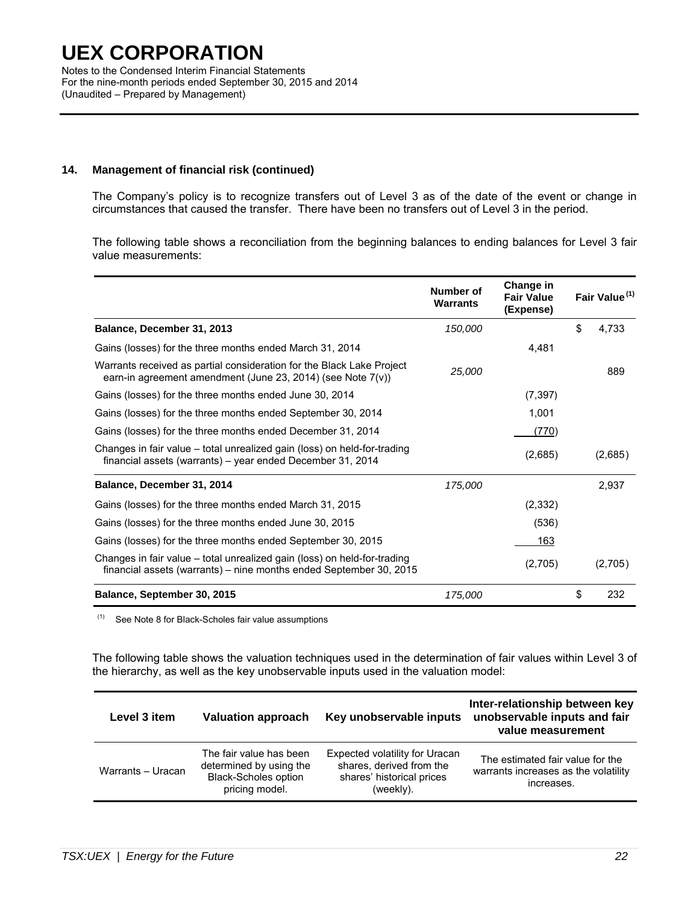### 14. Management of financial risk (continued)

The Company's policy is to recognize transfers out of Level 3 as of the date of the event or change in circumstances that caused the transfer. There have been no transfers out of Level 3 in the period.

The following table shows a reconciliation from the beginning balances to ending balances for Level 3 fair value measurements:

| | Number of Warrants | Change in Fair Value (Expense) | Fair Value[(1)] |
|---|---|---|---|
| **Balance, December 31, 2013** | *150,000* | | $ 4,733 |
| Gains (losses) for the three months ended March 31, 2014 | | 4,481 | |
| Warrants received as partial consideration for the Black Lake Project earn-in agreement amendment (June 23, 2014) (see Note 7(v)) | *25,000* | | 889 |
| Gains (losses) for the three months ended June 30, 2014 | | (7,397) | |
| Gains (losses) for the three months ended September 30, 2014 | | 1,001 | |
| Gains (losses) for the three months ended December 31, 2014 | | (770) | |
| Changes in fair value – total unrealized gain (loss) on held-for-trading financial assets (warrants) – year ended December 31, 2014 | | (2,685) | (2,685) |
| **Balance, December 31, 2014** | *175,000* | | 2,937 |
| Gains (losses) for the three months ended March 31, 2015 | | (2,332) | |
| Gains (losses) for the three months ended June 30, 2015 | | (536) | |
| Gains (losses) for the three months ended September 30, 2015 | | 163 | |
| Changes in fair value – total unrealized gain (loss) on held-for-trading financial assets (warrants) – nine months ended September 30, 2015 | | (2,705) | (2,705) |
| **Balance, September 30, 2015** | *175,000* | | $ 232 |

(1) See Note 8 for Black-Scholes fair value assumptions

The following table shows the valuation techniques used in the determination of fair values within Level 3 of the hierarchy, as well as the key unobservable inputs used in the valuation model:

| Level 3 item | Valuation approach | Key unobservable inputs | Inter-relationship between key unobservable inputs and fair value measurement |
|---|---|---|---|
| Warrants – Uracan | The fair value has been determined by using the Black-Scholes option pricing model. | Expected volatility for Uracan shares, derived from the shares' historical prices (weekly). | The estimated fair value for the warrants increases as the volatility increases. |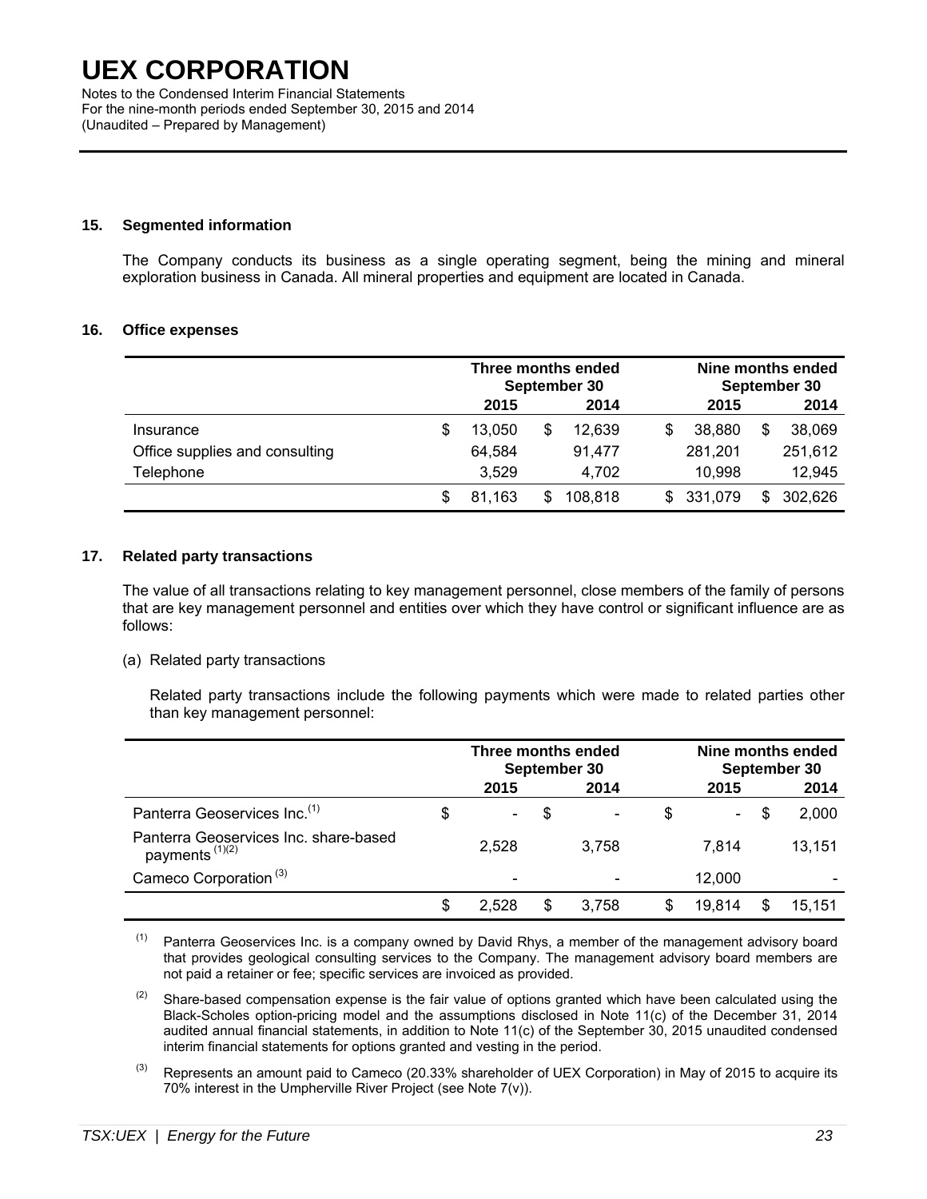# UEX CORPORATION

Notes to the Condensed Interim Financial Statements
For the nine-month periods ended September 30, 2015 and 2014
(Unaudited – Prepared by Management)

## 15. Segmented information

The Company conducts its business as a single operating segment, being the mining and mineral exploration business in Canada. All mineral properties and equipment are located in Canada.

## 16. Office expenses

| | Three months ended September 30 | | Nine months ended September 30 | |
|---|---|---|---|---|
| | 2015 | 2014 | 2015 | 2014 |
| Insurance | $ 13,050 | $ 12,639 | $ 38,880 | $ 38,069 |
| Office supplies and consulting | 64,584 | 91,477 | 281,201 | 251,612 |
| Telephone | 3,529 | 4,702 | 10,998 | 12,945 |
| | $ 81,163 | $ 108,818 | $ 331,079 | $ 302,626 |

## 17. Related party transactions

The value of all transactions relating to key management personnel, close members of the family of persons that are key management personnel and entities over which they have control or significant influence are as follows:

(a) Related party transactions

Related party transactions include the following payments which were made to related parties other than key management personnel:

| | Three months ended September 30 | | Nine months ended September 30 | |
|---|---|---|---|---|
| | 2015 | 2014 | 2015 | 2014 |
| Panterra Geoservices Inc.[(1)] | $ - | $ - | $ - | $ 2,000 |
| Panterra Geoservices Inc. share-based payments[(1)(2)] | 2,528 | 3,758 | 7,814 | 13,151 |
| Cameco Corporation[(3)] | - | - | 12,000 | - |
| | $ 2,528 | $ 3,758 | $ 19,814 | $ 15,151 |

(1) Panterra Geoservices Inc. is a company owned by David Rhys, a member of the management advisory board that provides geological consulting services to the Company. The management advisory board members are not paid a retainer or fee; specific services are invoiced as provided.

(2) Share-based compensation expense is the fair value of options granted which have been calculated using the Black-Scholes option-pricing model and the assumptions disclosed in Note 11(c) of the December 31, 2014 audited annual financial statements, in addition to Note 11(c) of the September 30, 2015 unaudited condensed interim financial statements for options granted and vesting in the period.

(3) Represents an amount paid to Cameco (20.33% shareholder of UEX Corporation) in May of 2015 to acquire its 70% interest in the Umpherville River Project (see Note 7(v)).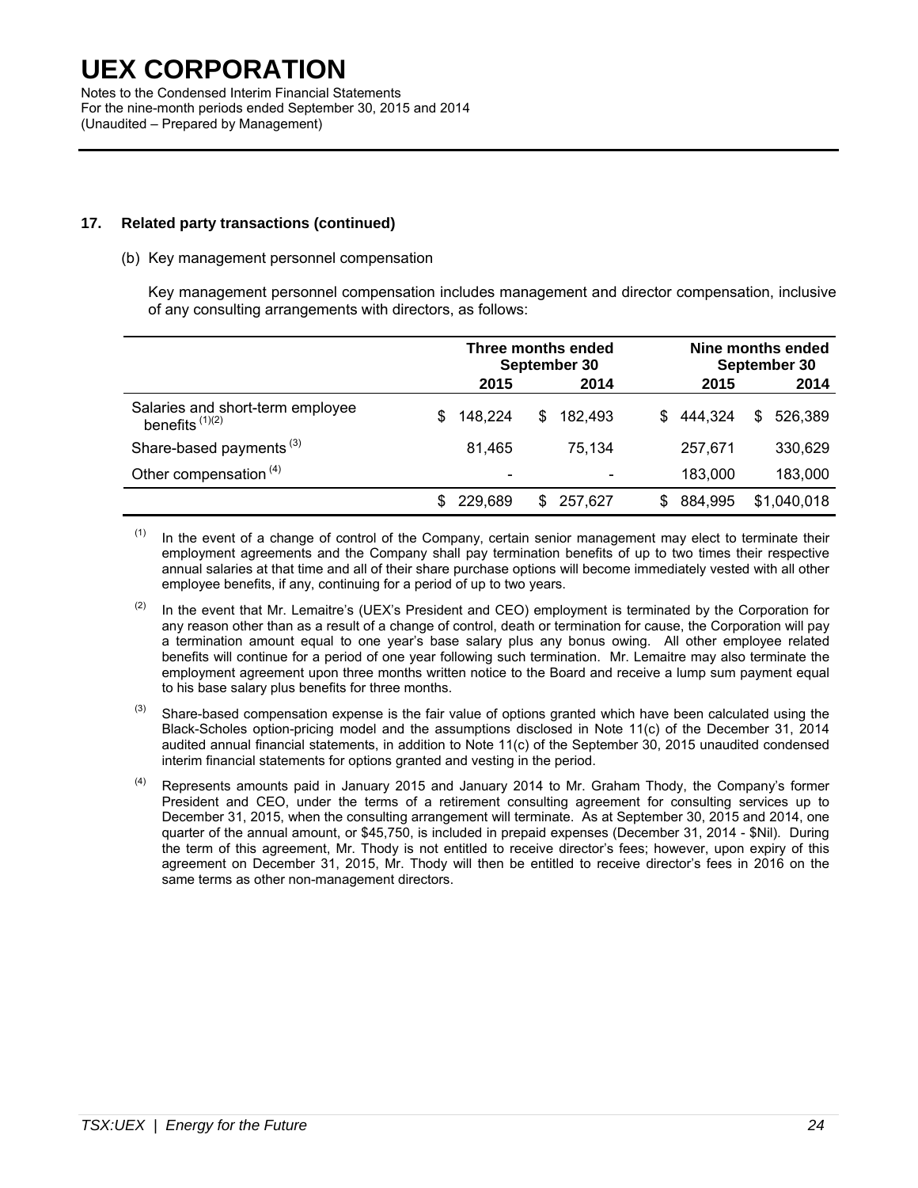# UEX CORPORATION

Notes to the Condensed Interim Financial Statements
For the nine-month periods ended September 30, 2015 and 2014
(Unaudited – Prepared by Management)

**17. Related party transactions (continued)**

(b) Key management personnel compensation

Key management personnel compensation includes management and director compensation, inclusive of any consulting arrangements with directors, as follows:

| | Three months ended September 30 | | Nine months ended September 30 | |
|---|---|---|---|---|
| | 2015 | 2014 | 2015 | 2014 |
| Salaries and short-term employee benefits [(1)(2)] | $ 148,224 | $ 182,493 | $ 444,324 | $ 526,389 |
| Share-based payments [(3)] | 81,465 | 75,134 | 257,671 | 330,629 |
| Other compensation [(4)] | - | - | 183,000 | 183,000 |
| | $ 229,689 | $ 257,627 | $ 884,995 | $1,040,018 |

(1) In the event of a change of control of the Company, certain senior management may elect to terminate their employment agreements and the Company shall pay termination benefits of up to two times their respective annual salaries at that time and all of their share purchase options will become immediately vested with all other employee benefits, if any, continuing for a period of up to two years.

(2) In the event that Mr. Lemaitre's (UEX's President and CEO) employment is terminated by the Corporation for any reason other than as a result of a change of control, death or termination for cause, the Corporation will pay a termination amount equal to one year's base salary plus any bonus owing. All other employee related benefits will continue for a period of one year following such termination. Mr. Lemaitre may also terminate the employment agreement upon three months written notice to the Board and receive a lump sum payment equal to his base salary plus benefits for three months.

(3) Share-based compensation expense is the fair value of options granted which have been calculated using the Black-Scholes option-pricing model and the assumptions disclosed in Note 11(c) of the December 31, 2014 audited annual financial statements, in addition to Note 11(c) of the September 30, 2015 unaudited condensed interim financial statements for options granted and vesting in the period.

(4) Represents amounts paid in January 2015 and January 2014 to Mr. Graham Thody, the Company's former President and CEO, under the terms of a retirement consulting agreement for consulting services up to December 31, 2015, when the consulting arrangement will terminate. As at September 30, 2015 and 2014, one quarter of the annual amount, or $45,750, is included in prepaid expenses (December 31, 2014 - $Nil). During the term of this agreement, Mr. Thody is not entitled to receive director's fees; however, upon expiry of this agreement on December 31, 2015, Mr. Thody will then be entitled to receive director's fees in 2016 on the same terms as other non-management directors.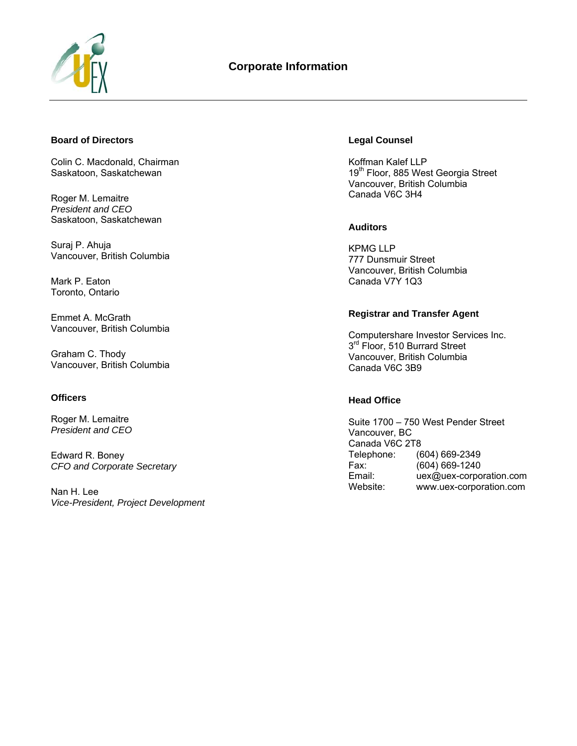# Corporate Information

## Board of Directors

Colin C. Macdonald, Chairman
Saskatoon, Saskatchewan

Roger M. Lemaitre
*President and CEO*
Saskatoon, Saskatchewan

Suraj P. Ahuja
Vancouver, British Columbia

Mark P. Eaton
Toronto, Ontario

Emmet A. McGrath
Vancouver, British Columbia

Graham C. Thody
Vancouver, British Columbia

## Officers

Roger M. Lemaitre
*President and CEO*

Edward R. Boney
*CFO and Corporate Secretary*

Nan H. Lee
*Vice-President, Project Development*

## Legal Counsel

Koffman Kalef LLP
19th Floor, 885 West Georgia Street
Vancouver, British Columbia
Canada V6C 3H4

## Auditors

KPMG LLP
777 Dunsmuir Street
Vancouver, British Columbia
Canada V7Y 1Q3

## Registrar and Transfer Agent

Computershare Investor Services Inc.
3rd Floor, 510 Burrard Street
Vancouver, British Columbia
Canada V6C 3B9

## Head Office

Suite 1700 – 750 West Pender Street
Vancouver, BC
Canada V6C 2T8
Telephone: (604) 669-2349
Fax: (604) 669-1240
Email: uex@uex-corporation.com
Website: www.uex-corporation.com